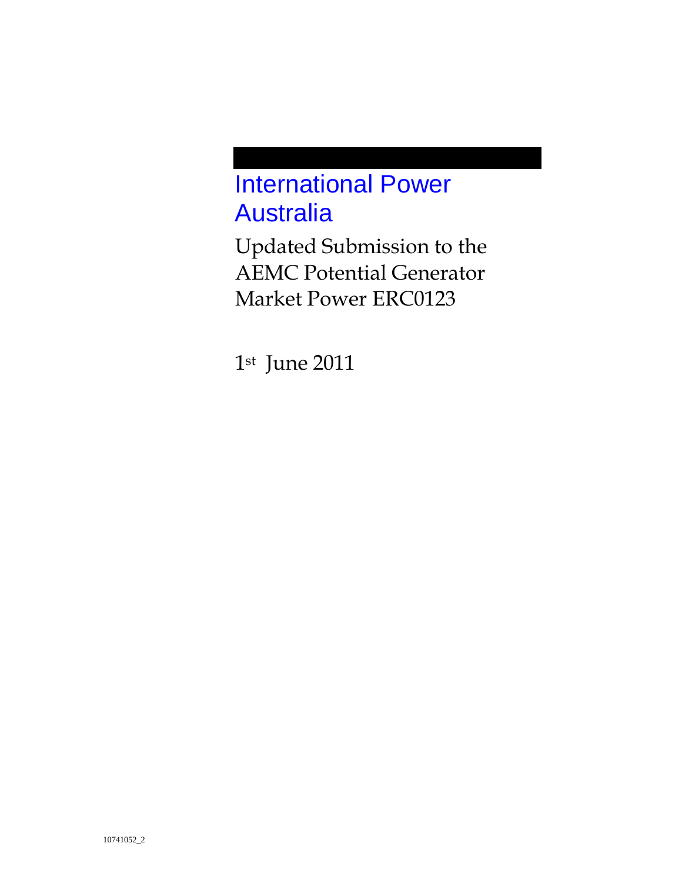# International Power Australia

## Updated Submission to the AEMC Potential Generator Market Power ERC0123

1st June 2011

10741052_2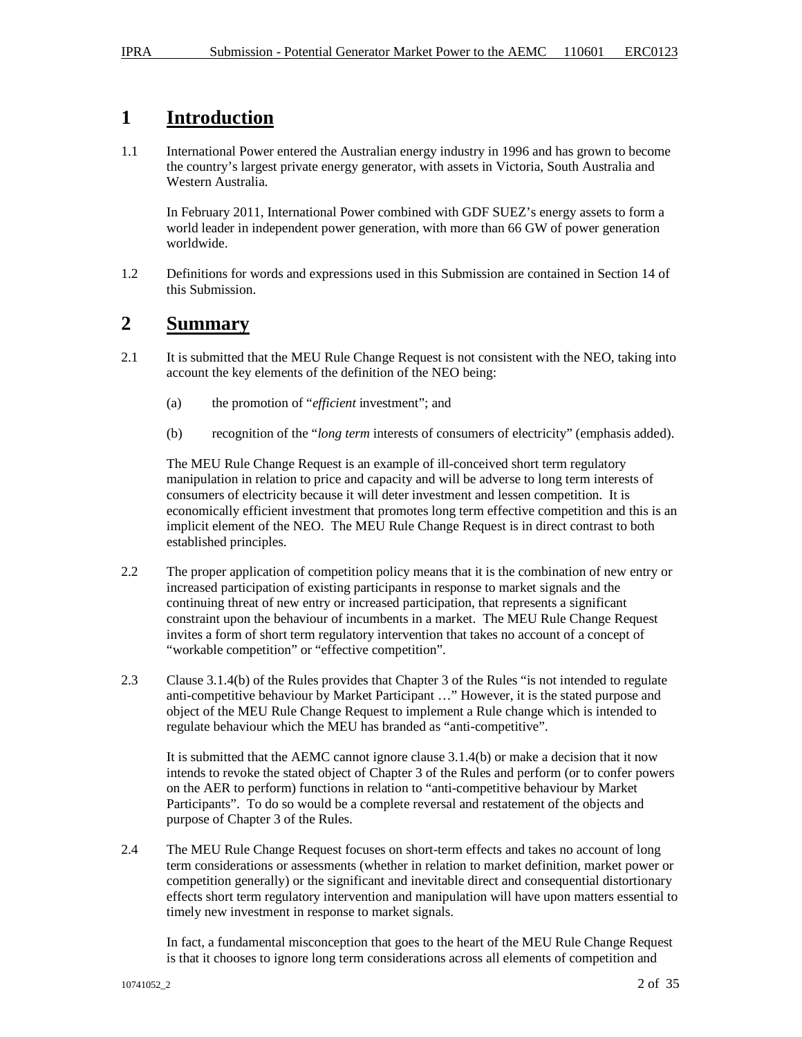# 1 Introduction

1.1 International Power entered the Australian energy industry in 1996 and has grown to become the country's largest private energy generator, with assets in Victoria, South Australia and Western Australia.

In February 2011, International Power combined with GDF SUEZ's energy assets to form a world leader in independent power generation, with more than 66 GW of power generation worldwide.

1.2 Definitions for words and expressions used in this Submission are contained in Section 14 of this Submission.

# 2 Summary

2.1 It is submitted that the MEU Rule Change Request is not consistent with the NEO, taking into account the key elements of the definition of the NEO being:

(a) the promotion of "*efficient* investment"; and

(b) recognition of the "*long term* interests of consumers of electricity" (emphasis added).

The MEU Rule Change Request is an example of ill-conceived short term regulatory manipulation in relation to price and capacity and will be adverse to long term interests of consumers of electricity because it will deter investment and lessen competition. It is economically efficient investment that promotes long term effective competition and this is an implicit element of the NEO. The MEU Rule Change Request is in direct contrast to both established principles.

2.2 The proper application of competition policy means that it is the combination of new entry or increased participation of existing participants in response to market signals and the continuing threat of new entry or increased participation, that represents a significant constraint upon the behaviour of incumbents in a market. The MEU Rule Change Request invites a form of short term regulatory intervention that takes no account of a concept of "workable competition" or "effective competition".

2.3 Clause 3.1.4(b) of the Rules provides that Chapter 3 of the Rules "is not intended to regulate anti-competitive behaviour by Market Participant …" However, it is the stated purpose and object of the MEU Rule Change Request to implement a Rule change which is intended to regulate behaviour which the MEU has branded as "anti-competitive".

It is submitted that the AEMC cannot ignore clause 3.1.4(b) or make a decision that it now intends to revoke the stated object of Chapter 3 of the Rules and perform (or to confer powers on the AER to perform) functions in relation to "anti-competitive behaviour by Market Participants". To do so would be a complete reversal and restatement of the objects and purpose of Chapter 3 of the Rules.

2.4 The MEU Rule Change Request focuses on short-term effects and takes no account of long term considerations or assessments (whether in relation to market definition, market power or competition generally) or the significant and inevitable direct and consequential distortionary effects short term regulatory intervention and manipulation will have upon matters essential to timely new investment in response to market signals.

In fact, a fundamental misconception that goes to the heart of the MEU Rule Change Request is that it chooses to ignore long term considerations across all elements of competition and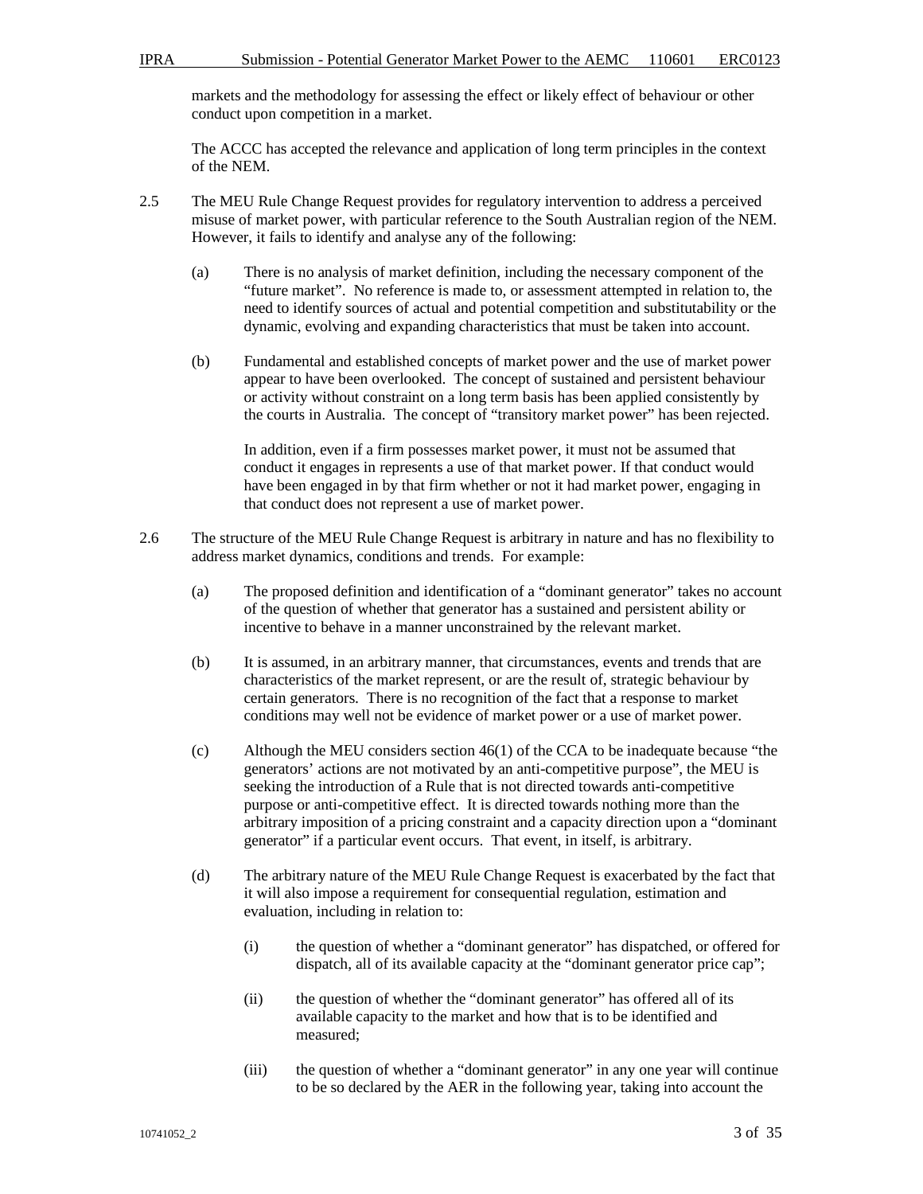markets and the methodology for assessing the effect or likely effect of behaviour or other conduct upon competition in a market.

The ACCC has accepted the relevance and application of long term principles in the context of the NEM.

2.5 The MEU Rule Change Request provides for regulatory intervention to address a perceived misuse of market power, with particular reference to the South Australian region of the NEM. However, it fails to identify and analyse any of the following:

(a) There is no analysis of market definition, including the necessary component of the "future market". No reference is made to, or assessment attempted in relation to, the need to identify sources of actual and potential competition and substitutability or the dynamic, evolving and expanding characteristics that must be taken into account.

(b) Fundamental and established concepts of market power and the use of market power appear to have been overlooked. The concept of sustained and persistent behaviour or activity without constraint on a long term basis has been applied consistently by the courts in Australia. The concept of "transitory market power" has been rejected.

In addition, even if a firm possesses market power, it must not be assumed that conduct it engages in represents a use of that market power. If that conduct would have been engaged in by that firm whether or not it had market power, engaging in that conduct does not represent a use of market power.

2.6 The structure of the MEU Rule Change Request is arbitrary in nature and has no flexibility to address market dynamics, conditions and trends. For example:

(a) The proposed definition and identification of a "dominant generator" takes no account of the question of whether that generator has a sustained and persistent ability or incentive to behave in a manner unconstrained by the relevant market.

(b) It is assumed, in an arbitrary manner, that circumstances, events and trends that are characteristics of the market represent, or are the result of, strategic behaviour by certain generators. There is no recognition of the fact that a response to market conditions may well not be evidence of market power or a use of market power.

(c) Although the MEU considers section 46(1) of the CCA to be inadequate because "the generators' actions are not motivated by an anti-competitive purpose", the MEU is seeking the introduction of a Rule that is not directed towards anti-competitive purpose or anti-competitive effect. It is directed towards nothing more than the arbitrary imposition of a pricing constraint and a capacity direction upon a "dominant generator" if a particular event occurs. That event, in itself, is arbitrary.

(d) The arbitrary nature of the MEU Rule Change Request is exacerbated by the fact that it will also impose a requirement for consequential regulation, estimation and evaluation, including in relation to:

(i) the question of whether a "dominant generator" has dispatched, or offered for dispatch, all of its available capacity at the "dominant generator price cap";

(ii) the question of whether the "dominant generator" has offered all of its available capacity to the market and how that is to be identified and measured;

(iii) the question of whether a "dominant generator" in any one year will continue to be so declared by the AER in the following year, taking into account the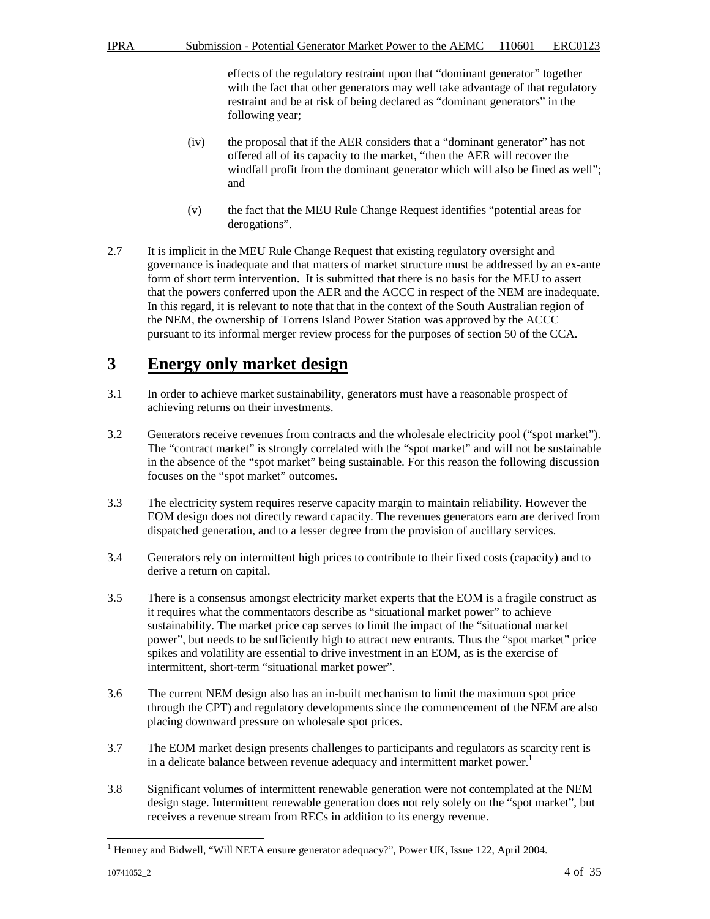effects of the regulatory restraint upon that "dominant generator" together with the fact that other generators may well take advantage of that regulatory restraint and be at risk of being declared as "dominant generators" in the following year;

(iv) the proposal that if the AER considers that a "dominant generator" has not offered all of its capacity to the market, "then the AER will recover the windfall profit from the dominant generator which will also be fined as well"; and

(v) the fact that the MEU Rule Change Request identifies "potential areas for derogations".

2.7 It is implicit in the MEU Rule Change Request that existing regulatory oversight and governance is inadequate and that matters of market structure must be addressed by an ex-ante form of short term intervention. It is submitted that there is no basis for the MEU to assert that the powers conferred upon the AER and the ACCC in respect of the NEM are inadequate. In this regard, it is relevant to note that that in the context of the South Australian region of the NEM, the ownership of Torrens Island Power Station was approved by the ACCC pursuant to its informal merger review process for the purposes of section 50 of the CCA.

# 3 Energy only market design

3.1 In order to achieve market sustainability, generators must have a reasonable prospect of achieving returns on their investments.

3.2 Generators receive revenues from contracts and the wholesale electricity pool ("spot market"). The "contract market" is strongly correlated with the "spot market" and will not be sustainable in the absence of the "spot market" being sustainable. For this reason the following discussion focuses on the "spot market" outcomes.

3.3 The electricity system requires reserve capacity margin to maintain reliability. However the EOM design does not directly reward capacity. The revenues generators earn are derived from dispatched generation, and to a lesser degree from the provision of ancillary services.

3.4 Generators rely on intermittent high prices to contribute to their fixed costs (capacity) and to derive a return on capital.

3.5 There is a consensus amongst electricity market experts that the EOM is a fragile construct as it requires what the commentators describe as "situational market power" to achieve sustainability. The market price cap serves to limit the impact of the "situational market power", but needs to be sufficiently high to attract new entrants. Thus the "spot market" price spikes and volatility are essential to drive investment in an EOM, as is the exercise of intermittent, short-term "situational market power".

3.6 The current NEM design also has an in-built mechanism to limit the maximum spot price through the CPT) and regulatory developments since the commencement of the NEM are also placing downward pressure on wholesale spot prices.

3.7 The EOM market design presents challenges to participants and regulators as scarcity rent is in a delicate balance between revenue adequacy and intermittent market power.[1]

3.8 Significant volumes of intermittent renewable generation were not contemplated at the NEM design stage. Intermittent renewable generation does not rely solely on the "spot market", but receives a revenue stream from RECs in addition to its energy revenue.

[1] Henney and Bidwell, "Will NETA ensure generator adequacy?", Power UK, Issue 122, April 2004.

10741052_2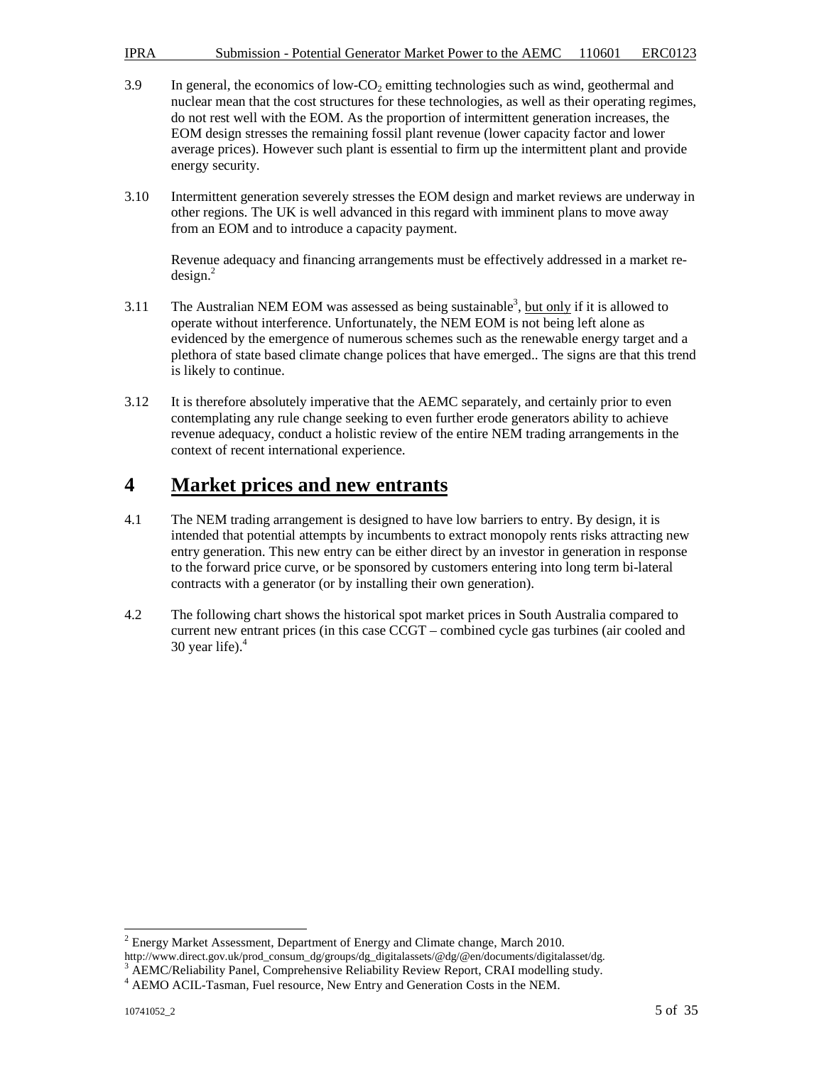3.9 In general, the economics of low-$CO_2$ emitting technologies such as wind, geothermal and nuclear mean that the cost structures for these technologies, as well as their operating regimes, do not rest well with the EOM. As the proportion of intermittent generation increases, the EOM design stresses the remaining fossil plant revenue (lower capacity factor and lower average prices). However such plant is essential to firm up the intermittent plant and provide energy security.

3.10 Intermittent generation severely stresses the EOM design and market reviews are underway in other regions. The UK is well advanced in this regard with imminent plans to move away from an EOM and to introduce a capacity payment.

Revenue adequacy and financing arrangements must be effectively addressed in a market re-design.[2]

3.11 The Australian NEM EOM was assessed as being sustainable[3], <u>but only</u> if it is allowed to operate without interference. Unfortunately, the NEM EOM is not being left alone as evidenced by the emergence of numerous schemes such as the renewable energy target and a plethora of state based climate change polices that have emerged.. The signs are that this trend is likely to continue.

3.12 It is therefore absolutely imperative that the AEMC separately, and certainly prior to even contemplating any rule change seeking to even further erode generators ability to achieve revenue adequacy, conduct a holistic review of the entire NEM trading arrangements in the context of recent international experience.

# 4 Market prices and new entrants

4.1 The NEM trading arrangement is designed to have low barriers to entry. By design, it is intended that potential attempts by incumbents to extract monopoly rents risks attracting new entry generation. This new entry can be either direct by an investor in generation in response to the forward price curve, or be sponsored by customers entering into long term bi-lateral contracts with a generator (or by installing their own generation).

4.2 The following chart shows the historical spot market prices in South Australia compared to current new entrant prices (in this case CCGT – combined cycle gas turbines (air cooled and 30 year life).[4]

---

[2] Energy Market Assessment, Department of Energy and Climate change, March 2010. http://www.direct.gov.uk/prod_consum_dg/groups/dg_digitalassets/@dg/@en/documents/digitalasset/dg.

[3] AEMC/Reliability Panel, Comprehensive Reliability Review Report, CRAI modelling study.

[4] AEMO ACIL-Tasman, Fuel resource, New Entry and Generation Costs in the NEM.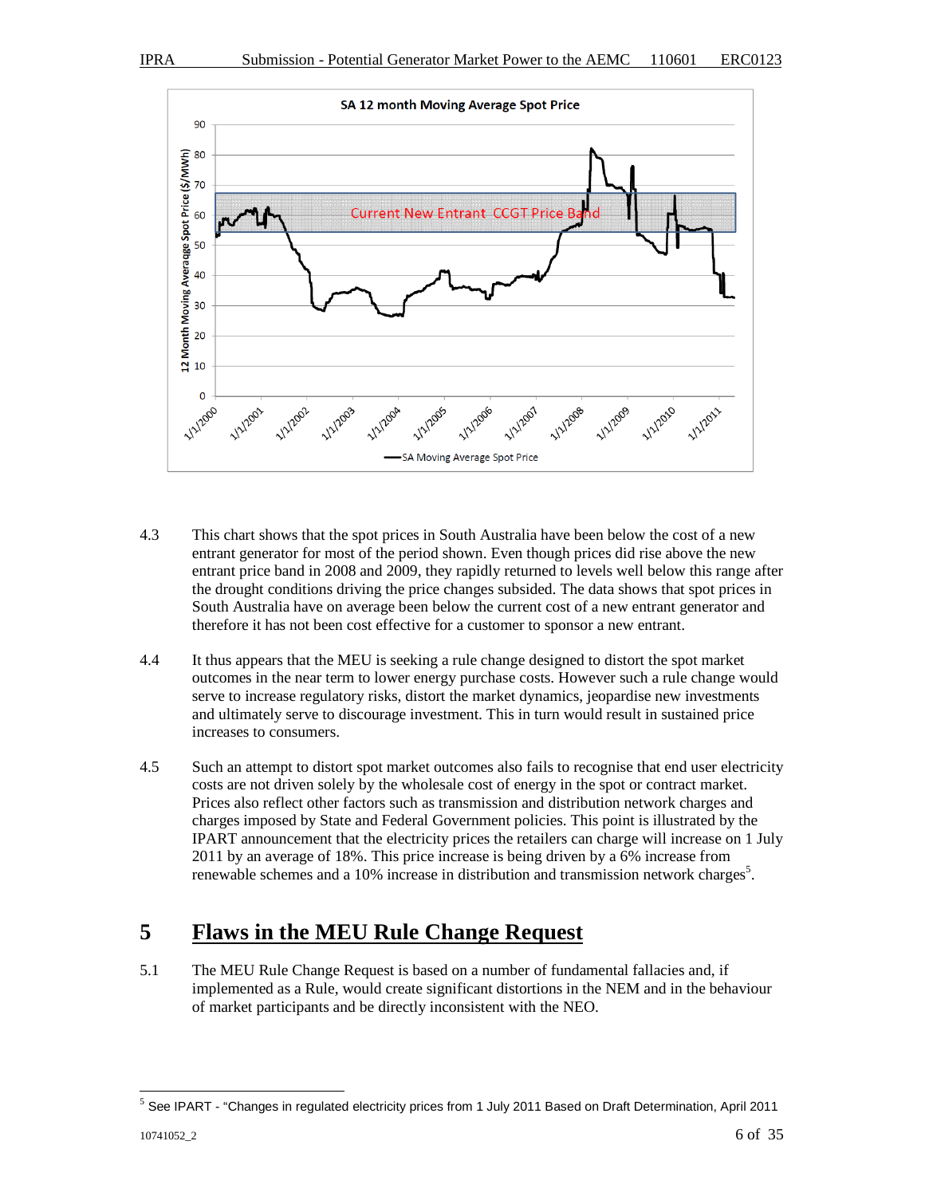SA 12 month Moving Average Spot Price

4.3 This chart shows that the spot prices in South Australia have been below the cost of a new entrant generator for most of the period shown. Even though prices did rise above the new entrant price band in 2008 and 2009, they rapidly returned to levels well below this range after the drought conditions driving the price changes subsided. The data shows that spot prices in South Australia have on average been below the current cost of a new entrant generator and therefore it has not been cost effective for a customer to sponsor a new entrant.

4.4 It thus appears that the MEU is seeking a rule change designed to distort the spot market outcomes in the near term to lower energy purchase costs. However such a rule change would serve to increase regulatory risks, distort the market dynamics, jeopardise new investments and ultimately serve to discourage investment. This in turn would result in sustained price increases to consumers.

4.5 Such an attempt to distort spot market outcomes also fails to recognise that end user electricity costs are not driven solely by the wholesale cost of energy in the spot or contract market. Prices also reflect other factors such as transmission and distribution network charges and charges imposed by State and Federal Government policies. This point is illustrated by the IPART announcement that the electricity prices the retailers can charge will increase on 1 July 2011 by an average of 18%. This price increase is being driven by a 6% increase from renewable schemes and a 10% increase in distribution and transmission network charges[5].

# 5 Flaws in the MEU Rule Change Request

5.1 The MEU Rule Change Request is based on a number of fundamental fallacies and, if implemented as a Rule, would create significant distortions in the NEM and in the behaviour of market participants and be directly inconsistent with the NEO.

[5] See IPART - "Changes in regulated electricity prices from 1 July 2011 Based on Draft Determination, April 2011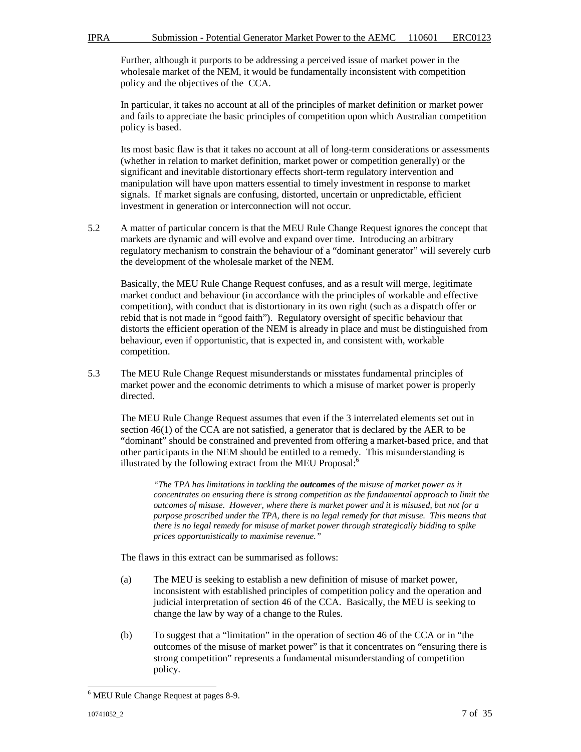Further, although it purports to be addressing a perceived issue of market power in the wholesale market of the NEM, it would be fundamentally inconsistent with competition policy and the objectives of the CCA.

In particular, it takes no account at all of the principles of market definition or market power and fails to appreciate the basic principles of competition upon which Australian competition policy is based.

Its most basic flaw is that it takes no account at all of long-term considerations or assessments (whether in relation to market definition, market power or competition generally) or the significant and inevitable distortionary effects short-term regulatory intervention and manipulation will have upon matters essential to timely investment in response to market signals. If market signals are confusing, distorted, uncertain or unpredictable, efficient investment in generation or interconnection will not occur.

5.2 A matter of particular concern is that the MEU Rule Change Request ignores the concept that markets are dynamic and will evolve and expand over time. Introducing an arbitrary regulatory mechanism to constrain the behaviour of a "dominant generator" will severely curb the development of the wholesale market of the NEM.

Basically, the MEU Rule Change Request confuses, and as a result will merge, legitimate market conduct and behaviour (in accordance with the principles of workable and effective competition), with conduct that is distortionary in its own right (such as a dispatch offer or rebid that is not made in "good faith"). Regulatory oversight of specific behaviour that distorts the efficient operation of the NEM is already in place and must be distinguished from behaviour, even if opportunistic, that is expected in, and consistent with, workable competition.

5.3 The MEU Rule Change Request misunderstands or misstates fundamental principles of market power and the economic detriments to which a misuse of market power is properly directed.

The MEU Rule Change Request assumes that even if the 3 interrelated elements set out in section 46(1) of the CCA are not satisfied, a generator that is declared by the AER to be "dominant" should be constrained and prevented from offering a market-based price, and that other participants in the NEM should be entitled to a remedy. This misunderstanding is illustrated by the following extract from the MEU Proposal:[6]

> *"The TPA has limitations in tackling the **outcomes** of the misuse of market power as it concentrates on ensuring there is strong competition as the fundamental approach to limit the outcomes of misuse. However, where there is market power and it is misused, but not for a purpose proscribed under the TPA, there is no legal remedy for that misuse. This means that there is no legal remedy for misuse of market power through strategically bidding to spike prices opportunistically to maximise revenue."*

The flaws in this extract can be summarised as follows:

(a) The MEU is seeking to establish a new definition of misuse of market power, inconsistent with established principles of competition policy and the operation and judicial interpretation of section 46 of the CCA. Basically, the MEU is seeking to change the law by way of a change to the Rules.

(b) To suggest that a "limitation" in the operation of section 46 of the CCA or in "the outcomes of the misuse of market power" is that it concentrates on "ensuring there is strong competition" represents a fundamental misunderstanding of competition policy.

---

[6] MEU Rule Change Request at pages 8-9.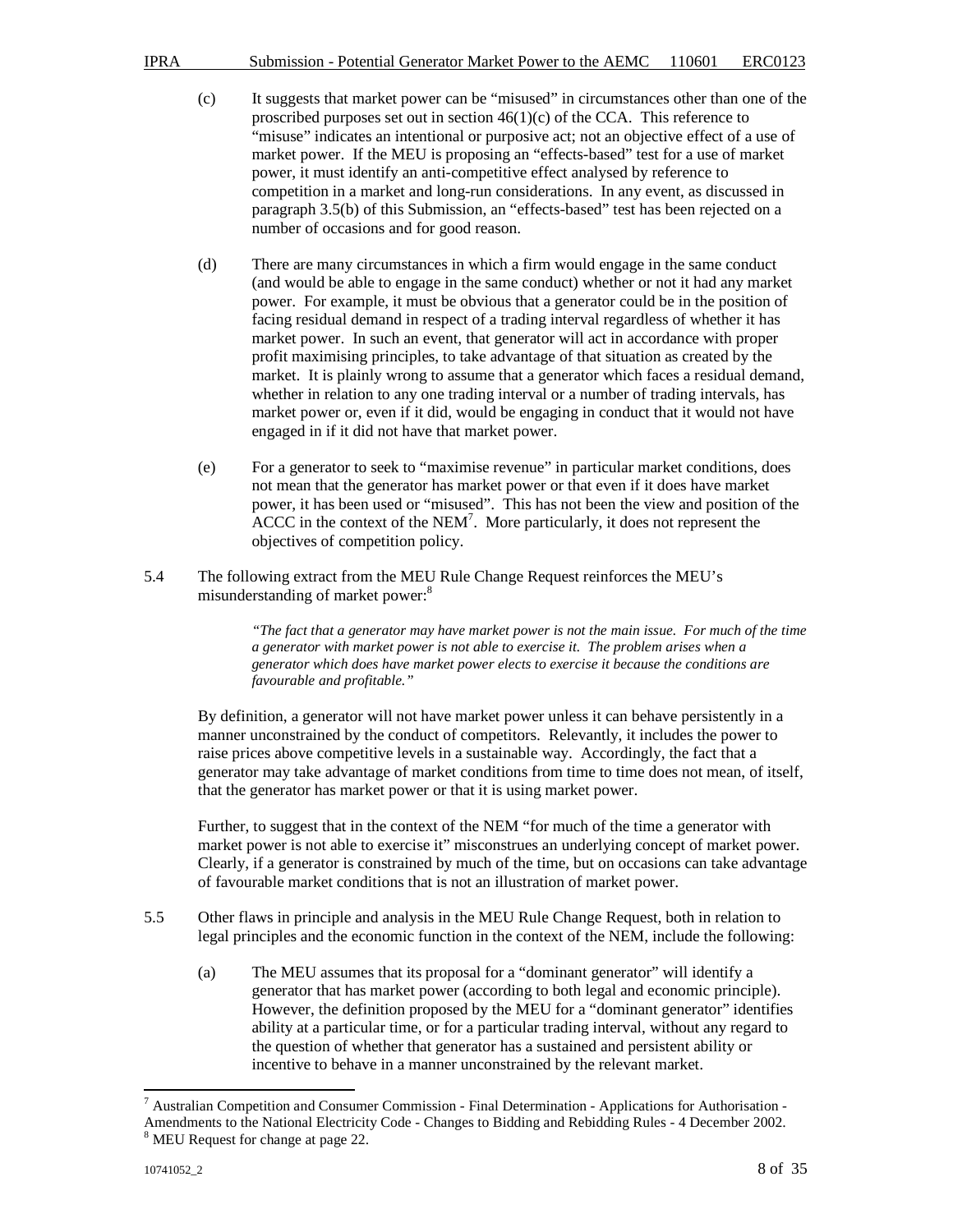(c) It suggests that market power can be "misused" in circumstances other than one of the proscribed purposes set out in section 46(1)(c) of the CCA. This reference to "misuse" indicates an intentional or purposive act; not an objective effect of a use of market power. If the MEU is proposing an "effects-based" test for a use of market power, it must identify an anti-competitive effect analysed by reference to competition in a market and long-run considerations. In any event, as discussed in paragraph 3.5(b) of this Submission, an "effects-based" test has been rejected on a number of occasions and for good reason.

(d) There are many circumstances in which a firm would engage in the same conduct (and would be able to engage in the same conduct) whether or not it had any market power. For example, it must be obvious that a generator could be in the position of facing residual demand in respect of a trading interval regardless of whether it has market power. In such an event, that generator will act in accordance with proper profit maximising principles, to take advantage of that situation as created by the market. It is plainly wrong to assume that a generator which faces a residual demand, whether in relation to any one trading interval or a number of trading intervals, has market power or, even if it did, would be engaging in conduct that it would not have engaged in if it did not have that market power.

(e) For a generator to seek to "maximise revenue" in particular market conditions, does not mean that the generator has market power or that even if it does have market power, it has been used or "misused". This has not been the view and position of the ACCC in the context of the NEM[7]. More particularly, it does not represent the objectives of competition policy.

5.4 The following extract from the MEU Rule Change Request reinforces the MEU's misunderstanding of market power:[8]

> *"The fact that a generator may have market power is not the main issue. For much of the time a generator with market power is not able to exercise it. The problem arises when a generator which does have market power elects to exercise it because the conditions are favourable and profitable."*

By definition, a generator will not have market power unless it can behave persistently in a manner unconstrained by the conduct of competitors. Relevantly, it includes the power to raise prices above competitive levels in a sustainable way. Accordingly, the fact that a generator may take advantage of market conditions from time to time does not mean, of itself, that the generator has market power or that it is using market power.

Further, to suggest that in the context of the NEM "for much of the time a generator with market power is not able to exercise it" misconstrues an underlying concept of market power. Clearly, if a generator is constrained by much of the time, but on occasions can take advantage of favourable market conditions that is not an illustration of market power.

5.5 Other flaws in principle and analysis in the MEU Rule Change Request, both in relation to legal principles and the economic function in the context of the NEM, include the following:

(a) The MEU assumes that its proposal for a "dominant generator" will identify a generator that has market power (according to both legal and economic principle). However, the definition proposed by the MEU for a "dominant generator" identifies ability at a particular time, or for a particular trading interval, without any regard to the question of whether that generator has a sustained and persistent ability or incentive to behave in a manner unconstrained by the relevant market.

---

[7] Australian Competition and Consumer Commission - Final Determination - Applications for Authorisation - Amendments to the National Electricity Code - Changes to Bidding and Rebidding Rules - 4 December 2002.

[8] MEU Request for change at page 22.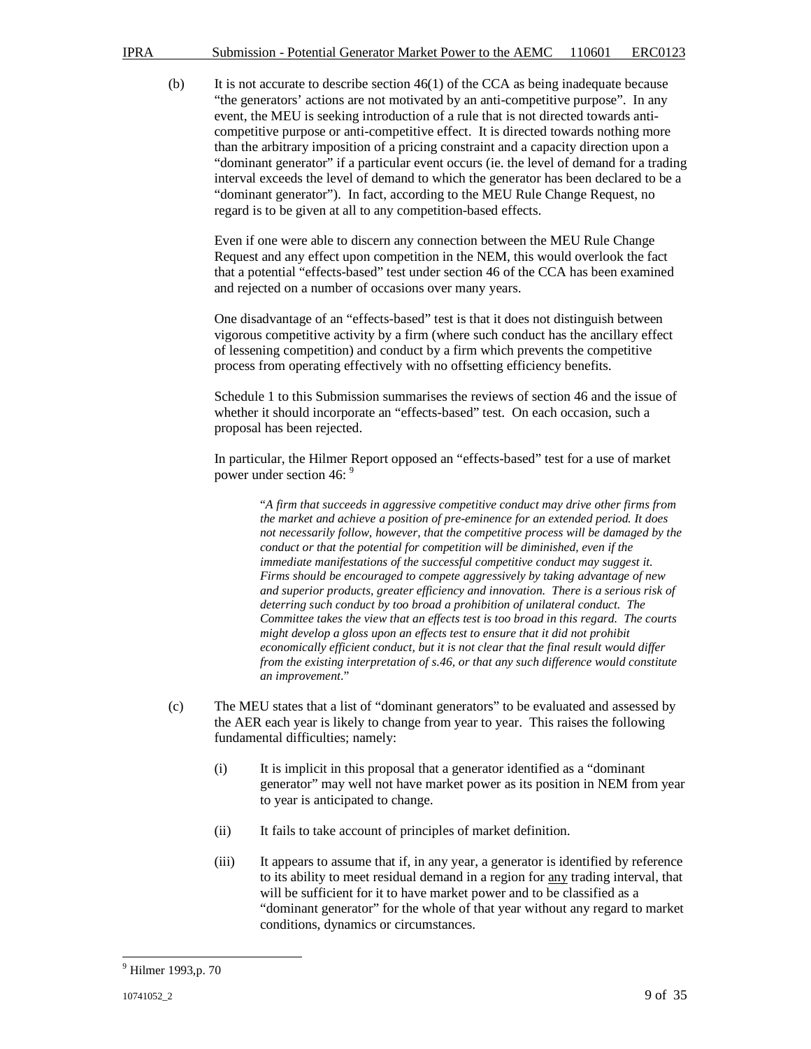(b) It is not accurate to describe section 46(1) of the CCA as being inadequate because "the generators' actions are not motivated by an anti-competitive purpose". In any event, the MEU is seeking introduction of a rule that is not directed towards anti-competitive purpose or anti-competitive effect. It is directed towards nothing more than the arbitrary imposition of a pricing constraint and a capacity direction upon a "dominant generator" if a particular event occurs (ie. the level of demand for a trading interval exceeds the level of demand to which the generator has been declared to be a "dominant generator"). In fact, according to the MEU Rule Change Request, no regard is to be given at all to any competition-based effects.

Even if one were able to discern any connection between the MEU Rule Change Request and any effect upon competition in the NEM, this would overlook the fact that a potential "effects-based" test under section 46 of the CCA has been examined and rejected on a number of occasions over many years.

One disadvantage of an "effects-based" test is that it does not distinguish between vigorous competitive activity by a firm (where such conduct has the ancillary effect of lessening competition) and conduct by a firm which prevents the competitive process from operating effectively with no offsetting efficiency benefits.

Schedule 1 to this Submission summarises the reviews of section 46 and the issue of whether it should incorporate an "effects-based" test. On each occasion, such a proposal has been rejected.

In particular, the Hilmer Report opposed an "effects-based" test for a use of market power under section 46: [9]

> "*A firm that succeeds in aggressive competitive conduct may drive other firms from the market and achieve a position of pre-eminence for an extended period. It does not necessarily follow, however, that the competitive process will be damaged by the conduct or that the potential for competition will be diminished, even if the immediate manifestations of the successful competitive conduct may suggest it. Firms should be encouraged to compete aggressively by taking advantage of new and superior products, greater efficiency and innovation. There is a serious risk of deterring such conduct by too broad a prohibition of unilateral conduct. The Committee takes the view that an effects test is too broad in this regard. The courts might develop a gloss upon an effects test to ensure that it did not prohibit economically efficient conduct, but it is not clear that the final result would differ from the existing interpretation of s.46, or that any such difference would constitute an improvement.*"

(c) The MEU states that a list of "dominant generators" to be evaluated and assessed by the AER each year is likely to change from year to year. This raises the following fundamental difficulties; namely:

(i) It is implicit in this proposal that a generator identified as a "dominant generator" may well not have market power as its position in NEM from year to year is anticipated to change.

(ii) It fails to take account of principles of market definition.

(iii) It appears to assume that if, in any year, a generator is identified by reference to its ability to meet residual demand in a region for <u>any</u> trading interval, that will be sufficient for it to have market power and to be classified as a "dominant generator" for the whole of that year without any regard to market conditions, dynamics or circumstances.

---

[9] Hilmer 1993,p. 70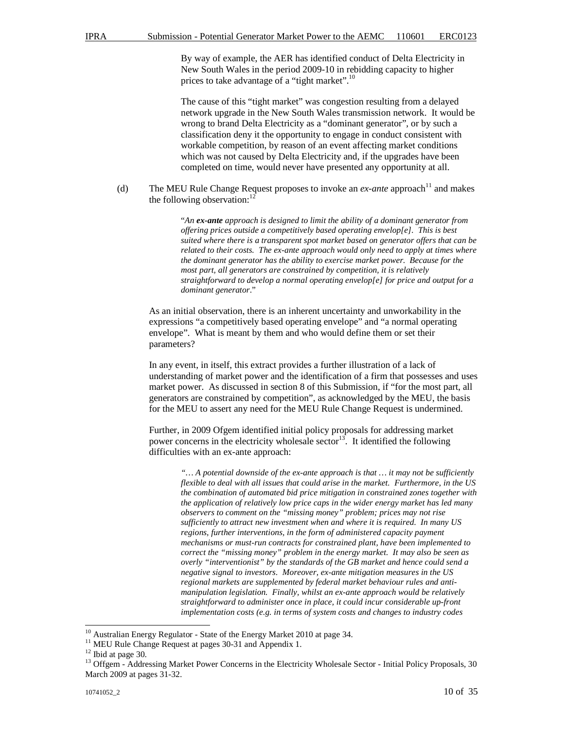By way of example, the AER has identified conduct of Delta Electricity in New South Wales in the period 2009-10 in rebidding capacity to higher prices to take advantage of a "tight market".[10]

The cause of this "tight market" was congestion resulting from a delayed network upgrade in the New South Wales transmission network. It would be wrong to brand Delta Electricity as a "dominant generator", or by such a classification deny it the opportunity to engage in conduct consistent with workable competition, by reason of an event affecting market conditions which was not caused by Delta Electricity and, if the upgrades have been completed on time, would never have presented any opportunity at all.

(d) The MEU Rule Change Request proposes to invoke an *ex-ante* approach[11] and makes the following observation:[12]

> "*An **ex-ante** approach is designed to limit the ability of a dominant generator from offering prices outside a competitively based operating envelop[e]. This is best suited where there is a transparent spot market based on generator offers that can be related to their costs. The ex-ante approach would only need to apply at times where the dominant generator has the ability to exercise market power. Because for the most part, all generators are constrained by competition, it is relatively straightforward to develop a normal operating envelop[e] for price and output for a dominant generator*."

As an initial observation, there is an inherent uncertainty and unworkability in the expressions "a competitively based operating envelope" and "a normal operating envelope". What is meant by them and who would define them or set their parameters?

In any event, in itself, this extract provides a further illustration of a lack of understanding of market power and the identification of a firm that possesses and uses market power. As discussed in section 8 of this Submission, if "for the most part, all generators are constrained by competition", as acknowledged by the MEU, the basis for the MEU to assert any need for the MEU Rule Change Request is undermined.

Further, in 2009 Ofgem identified initial policy proposals for addressing market power concerns in the electricity wholesale sector[13]. It identified the following difficulties with an ex-ante approach:

> *"… A potential downside of the ex-ante approach is that … it may not be sufficiently flexible to deal with all issues that could arise in the market. Furthermore, in the US the combination of automated bid price mitigation in constrained zones together with the application of relatively low price caps in the wider energy market has led many observers to comment on the "missing money" problem; prices may not rise sufficiently to attract new investment when and where it is required. In many US regions, further interventions, in the form of administered capacity payment mechanisms or must-run contracts for constrained plant, have been implemented to correct the "missing money" problem in the energy market. It may also be seen as overly "interventionist" by the standards of the GB market and hence could send a negative signal to investors. Moreover, ex-ante mitigation measures in the US regional markets are supplemented by federal market behaviour rules and anti-manipulation legislation. Finally, whilst an ex-ante approach would be relatively straightforward to administer once in place, it could incur considerable up-front implementation costs (e.g. in terms of system costs and changes to industry codes*

---

[10] Australian Energy Regulator - State of the Energy Market 2010 at page 34.

[11] MEU Rule Change Request at pages 30-31 and Appendix 1.

[12] Ibid at page 30.

[13] Ofgem - Addressing Market Power Concerns in the Electricity Wholesale Sector - Initial Policy Proposals, 30 March 2009 at pages 31-32.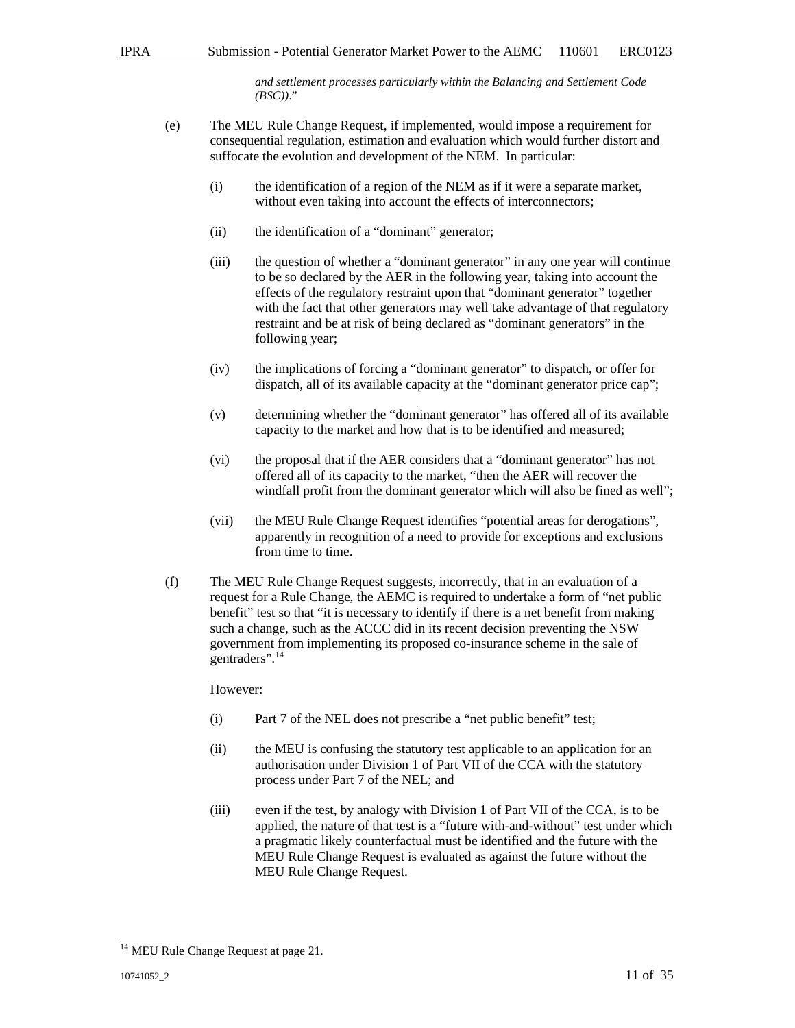*and settlement processes particularly within the Balancing and Settlement Code (BSC)).*"

(e) The MEU Rule Change Request, if implemented, would impose a requirement for consequential regulation, estimation and evaluation which would further distort and suffocate the evolution and development of the NEM. In particular:

(i) the identification of a region of the NEM as if it were a separate market, without even taking into account the effects of interconnectors;

(ii) the identification of a "dominant" generator;

(iii) the question of whether a "dominant generator" in any one year will continue to be so declared by the AER in the following year, taking into account the effects of the regulatory restraint upon that "dominant generator" together with the fact that other generators may well take advantage of that regulatory restraint and be at risk of being declared as "dominant generators" in the following year;

(iv) the implications of forcing a "dominant generator" to dispatch, or offer for dispatch, all of its available capacity at the "dominant generator price cap";

(v) determining whether the "dominant generator" has offered all of its available capacity to the market and how that is to be identified and measured;

(vi) the proposal that if the AER considers that a "dominant generator" has not offered all of its capacity to the market, "then the AER will recover the windfall profit from the dominant generator which will also be fined as well";

(vii) the MEU Rule Change Request identifies "potential areas for derogations", apparently in recognition of a need to provide for exceptions and exclusions from time to time.

(f) The MEU Rule Change Request suggests, incorrectly, that in an evaluation of a request for a Rule Change, the AEMC is required to undertake a form of "net public benefit" test so that "it is necessary to identify if there is a net benefit from making such a change, such as the ACCC did in its recent decision preventing the NSW government from implementing its proposed co-insurance scheme in the sale of gentraders".[14]

However:

(i) Part 7 of the NEL does not prescribe a "net public benefit" test;

(ii) the MEU is confusing the statutory test applicable to an application for an authorisation under Division 1 of Part VII of the CCA with the statutory process under Part 7 of the NEL; and

(iii) even if the test, by analogy with Division 1 of Part VII of the CCA, is to be applied, the nature of that test is a "future with-and-without" test under which a pragmatic likely counterfactual must be identified and the future with the MEU Rule Change Request is evaluated as against the future without the MEU Rule Change Request.

[14] MEU Rule Change Request at page 21.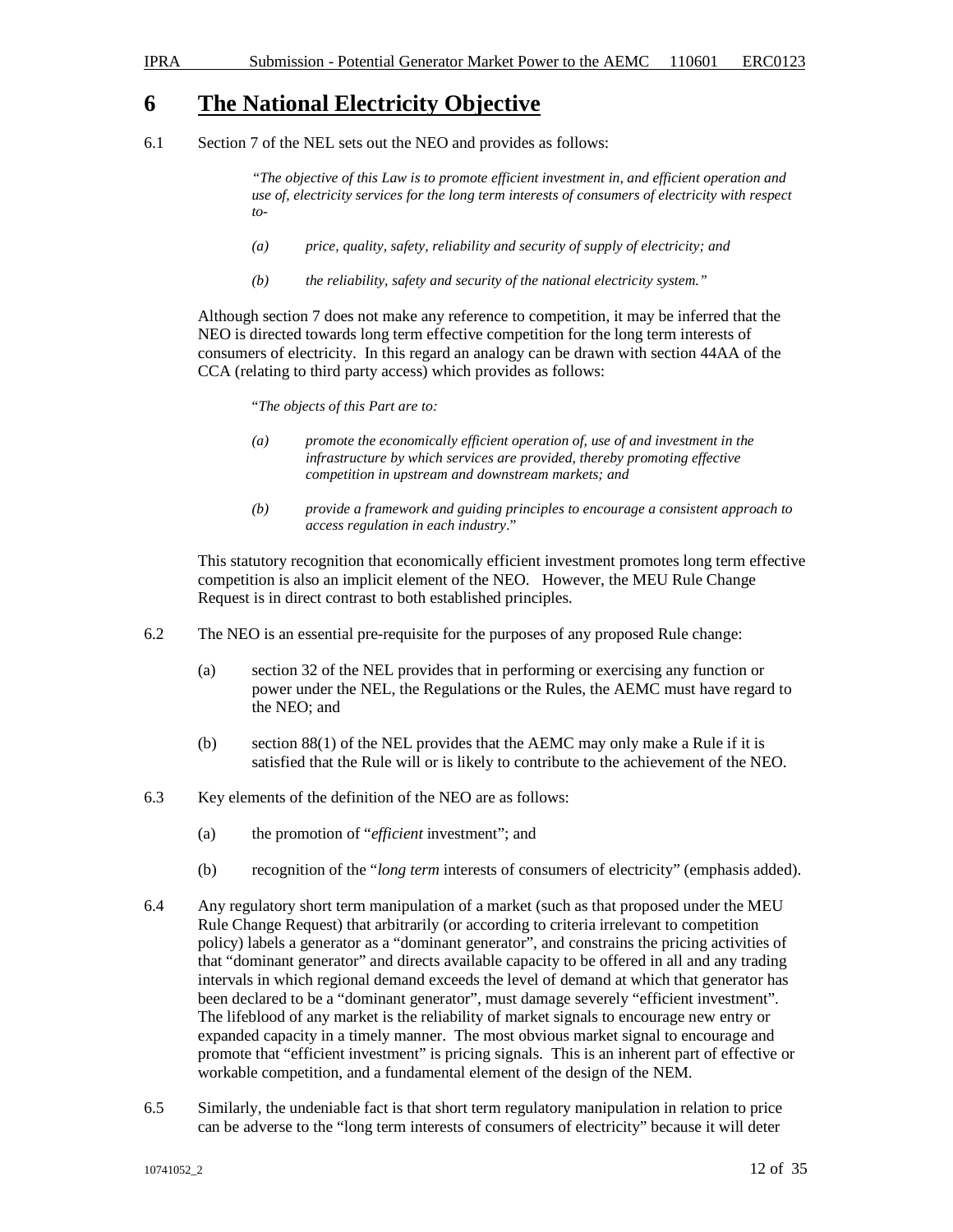# 6 The National Electricity Objective

6.1 Section 7 of the NEL sets out the NEO and provides as follows:

> *"The objective of this Law is to promote efficient investment in, and efficient operation and use of, electricity services for the long term interests of consumers of electricity with respect to-*
>
> *(a) price, quality, safety, reliability and security of supply of electricity; and*
>
> *(b) the reliability, safety and security of the national electricity system."*

Although section 7 does not make any reference to competition, it may be inferred that the NEO is directed towards long term effective competition for the long term interests of consumers of electricity. In this regard an analogy can be drawn with section 44AA of the CCA (relating to third party access) which provides as follows:

> "*The objects of this Part are to:*
>
> *(a) promote the economically efficient operation of, use of and investment in the infrastructure by which services are provided, thereby promoting effective competition in upstream and downstream markets; and*
>
> *(b) provide a framework and guiding principles to encourage a consistent approach to access regulation in each industry*."

This statutory recognition that economically efficient investment promotes long term effective competition is also an implicit element of the NEO. However, the MEU Rule Change Request is in direct contrast to both established principles.

6.2 The NEO is an essential pre-requisite for the purposes of any proposed Rule change:

(a) section 32 of the NEL provides that in performing or exercising any function or power under the NEL, the Regulations or the Rules, the AEMC must have regard to the NEO; and

(b) section 88(1) of the NEL provides that the AEMC may only make a Rule if it is satisfied that the Rule will or is likely to contribute to the achievement of the NEO.

6.3 Key elements of the definition of the NEO are as follows:

(a) the promotion of "*efficient* investment"; and

(b) recognition of the "*long term* interests of consumers of electricity" (emphasis added).

6.4 Any regulatory short term manipulation of a market (such as that proposed under the MEU Rule Change Request) that arbitrarily (or according to criteria irrelevant to competition policy) labels a generator as a "dominant generator", and constrains the pricing activities of that "dominant generator" and directs available capacity to be offered in all and any trading intervals in which regional demand exceeds the level of demand at which that generator has been declared to be a "dominant generator", must damage severely "efficient investment". The lifeblood of any market is the reliability of market signals to encourage new entry or expanded capacity in a timely manner. The most obvious market signal to encourage and promote that "efficient investment" is pricing signals. This is an inherent part of effective or workable competition, and a fundamental element of the design of the NEM.

6.5 Similarly, the undeniable fact is that short term regulatory manipulation in relation to price can be adverse to the "long term interests of consumers of electricity" because it will deter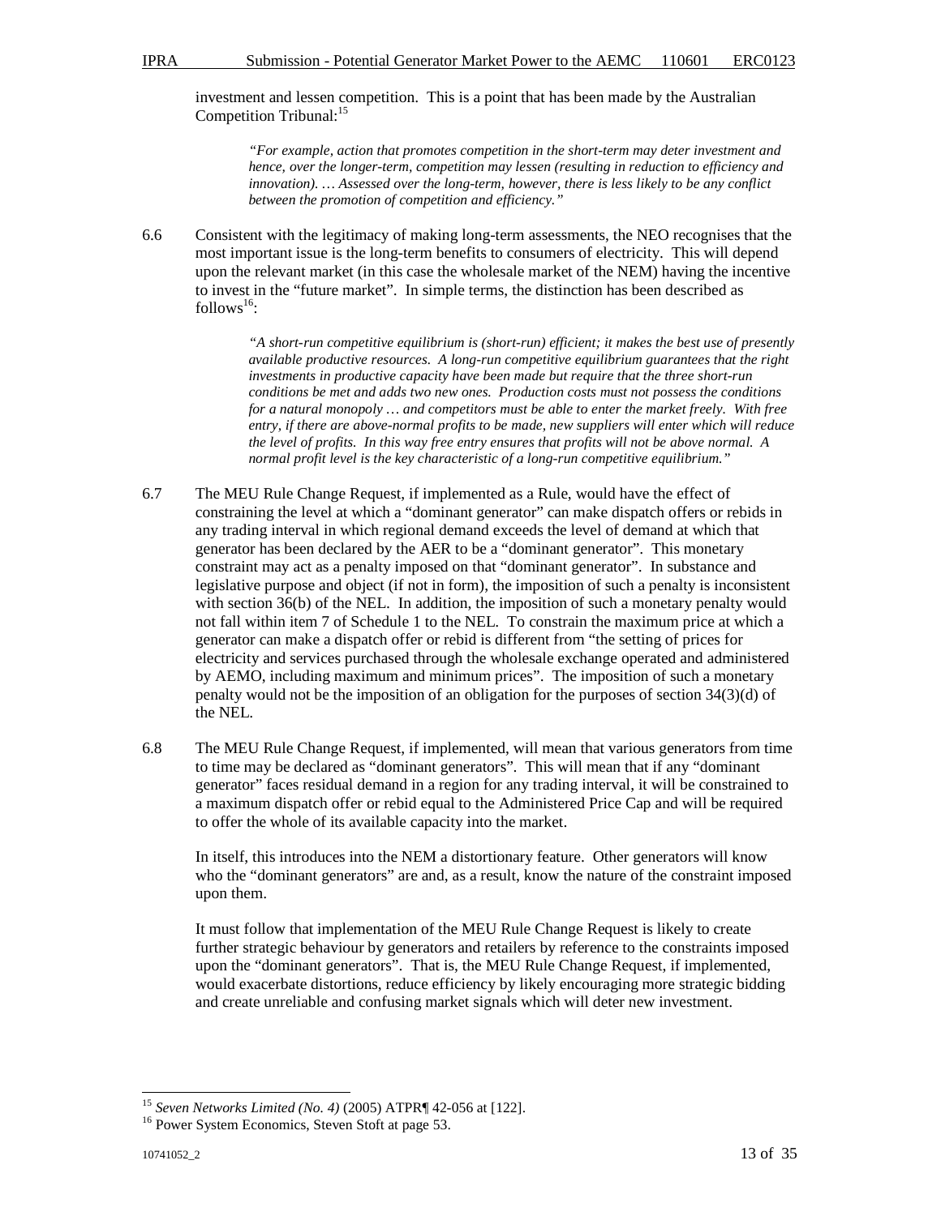investment and lessen competition. This is a point that has been made by the Australian Competition Tribunal:[15]

> *"For example, action that promotes competition in the short-term may deter investment and hence, over the longer-term, competition may lessen (resulting in reduction to efficiency and innovation). … Assessed over the long-term, however, there is less likely to be any conflict between the promotion of competition and efficiency."*

6.6 Consistent with the legitimacy of making long-term assessments, the NEO recognises that the most important issue is the long-term benefits to consumers of electricity. This will depend upon the relevant market (in this case the wholesale market of the NEM) having the incentive to invest in the "future market". In simple terms, the distinction has been described as follows[16]:

> *"A short-run competitive equilibrium is (short-run) efficient; it makes the best use of presently available productive resources. A long-run competitive equilibrium guarantees that the right investments in productive capacity have been made but require that the three short-run conditions be met and adds two new ones. Production costs must not possess the conditions for a natural monopoly … and competitors must be able to enter the market freely. With free entry, if there are above-normal profits to be made, new suppliers will enter which will reduce the level of profits. In this way free entry ensures that profits will not be above normal. A normal profit level is the key characteristic of a long-run competitive equilibrium."*

6.7 The MEU Rule Change Request, if implemented as a Rule, would have the effect of constraining the level at which a "dominant generator" can make dispatch offers or rebids in any trading interval in which regional demand exceeds the level of demand at which that generator has been declared by the AER to be a "dominant generator". This monetary constraint may act as a penalty imposed on that "dominant generator". In substance and legislative purpose and object (if not in form), the imposition of such a penalty is inconsistent with section 36(b) of the NEL. In addition, the imposition of such a monetary penalty would not fall within item 7 of Schedule 1 to the NEL. To constrain the maximum price at which a generator can make a dispatch offer or rebid is different from "the setting of prices for electricity and services purchased through the wholesale exchange operated and administered by AEMO, including maximum and minimum prices". The imposition of such a monetary penalty would not be the imposition of an obligation for the purposes of section 34(3)(d) of the NEL.

6.8 The MEU Rule Change Request, if implemented, will mean that various generators from time to time may be declared as "dominant generators". This will mean that if any "dominant generator" faces residual demand in a region for any trading interval, it will be constrained to a maximum dispatch offer or rebid equal to the Administered Price Cap and will be required to offer the whole of its available capacity into the market.

In itself, this introduces into the NEM a distortionary feature. Other generators will know who the "dominant generators" are and, as a result, know the nature of the constraint imposed upon them.

It must follow that implementation of the MEU Rule Change Request is likely to create further strategic behaviour by generators and retailers by reference to the constraints imposed upon the "dominant generators". That is, the MEU Rule Change Request, if implemented, would exacerbate distortions, reduce efficiency by likely encouraging more strategic bidding and create unreliable and confusing market signals which will deter new investment.

---

[15] *Seven Networks Limited (No. 4)* (2005) ATPR¶ 42-056 at [122].

[16] Power System Economics, Steven Stoft at page 53.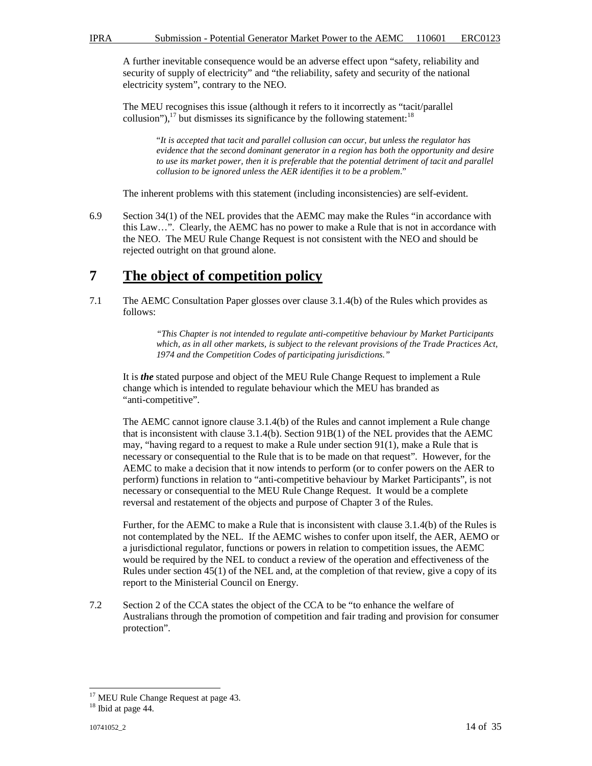A further inevitable consequence would be an adverse effect upon "safety, reliability and security of supply of electricity" and "the reliability, safety and security of the national electricity system", contrary to the NEO.

The MEU recognises this issue (although it refers to it incorrectly as "tacit/parallel collusion"),[17] but dismisses its significance by the following statement:[18]

> "*It is accepted that tacit and parallel collusion can occur, but unless the regulator has evidence that the second dominant generator in a region has both the opportunity and desire to use its market power, then it is preferable that the potential detriment of tacit and parallel collusion to be ignored unless the AER identifies it to be a problem*."

The inherent problems with this statement (including inconsistencies) are self-evident.

6.9 Section 34(1) of the NEL provides that the AEMC may make the Rules "in accordance with this Law…". Clearly, the AEMC has no power to make a Rule that is not in accordance with the NEO. The MEU Rule Change Request is not consistent with the NEO and should be rejected outright on that ground alone.

# 7 The object of competition policy

7.1 The AEMC Consultation Paper glosses over clause 3.1.4(b) of the Rules which provides as follows:

> *"This Chapter is not intended to regulate anti-competitive behaviour by Market Participants which, as in all other markets, is subject to the relevant provisions of the Trade Practices Act, 1974 and the Competition Codes of participating jurisdictions."*

It is ***the*** stated purpose and object of the MEU Rule Change Request to implement a Rule change which is intended to regulate behaviour which the MEU has branded as "anti-competitive".

The AEMC cannot ignore clause 3.1.4(b) of the Rules and cannot implement a Rule change that is inconsistent with clause 3.1.4(b). Section 91B(1) of the NEL provides that the AEMC may, "having regard to a request to make a Rule under section 91(1), make a Rule that is necessary or consequential to the Rule that is to be made on that request". However, for the AEMC to make a decision that it now intends to perform (or to confer powers on the AER to perform) functions in relation to "anti-competitive behaviour by Market Participants", is not necessary or consequential to the MEU Rule Change Request. It would be a complete reversal and restatement of the objects and purpose of Chapter 3 of the Rules.

Further, for the AEMC to make a Rule that is inconsistent with clause 3.1.4(b) of the Rules is not contemplated by the NEL. If the AEMC wishes to confer upon itself, the AER, AEMO or a jurisdictional regulator, functions or powers in relation to competition issues, the AEMC would be required by the NEL to conduct a review of the operation and effectiveness of the Rules under section 45(1) of the NEL and, at the completion of that review, give a copy of its report to the Ministerial Council on Energy.

7.2 Section 2 of the CCA states the object of the CCA to be "to enhance the welfare of Australians through the promotion of competition and fair trading and provision for consumer protection".

---

[17] MEU Rule Change Request at page 43.

[18] Ibid at page 44.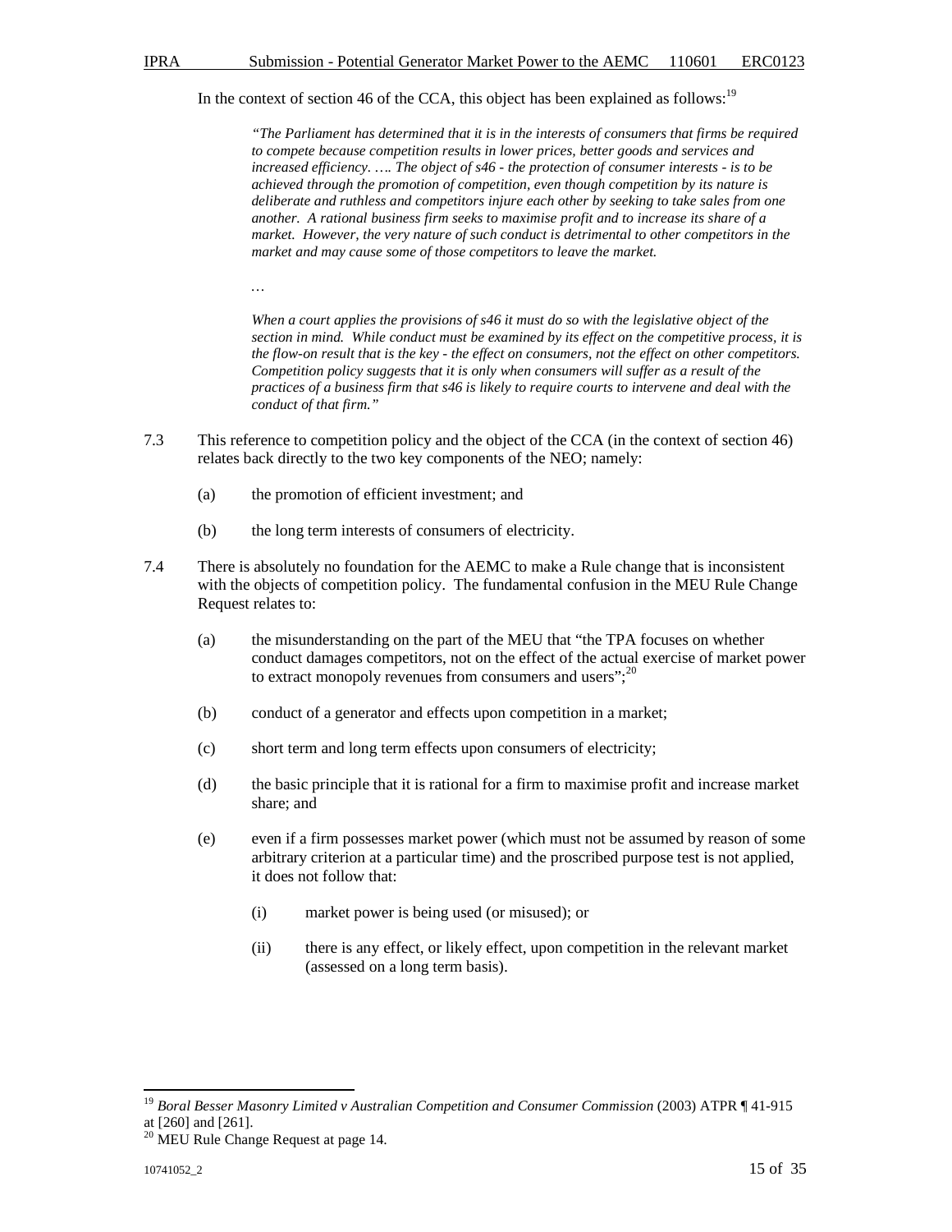In the context of section 46 of the CCA, this object has been explained as follows:[19]

> *"The Parliament has determined that it is in the interests of consumers that firms be required to compete because competition results in lower prices, better goods and services and increased efficiency. …. The object of s46 - the protection of consumer interests - is to be achieved through the promotion of competition, even though competition by its nature is deliberate and ruthless and competitors injure each other by seeking to take sales from one another. A rational business firm seeks to maximise profit and to increase its share of a market. However, the very nature of such conduct is detrimental to other competitors in the market and may cause some of those competitors to leave the market.*
>
> *…*
>
> *When a court applies the provisions of s46 it must do so with the legislative object of the section in mind. While conduct must be examined by its effect on the competitive process, it is the flow-on result that is the key - the effect on consumers, not the effect on other competitors. Competition policy suggests that it is only when consumers will suffer as a result of the practices of a business firm that s46 is likely to require courts to intervene and deal with the conduct of that firm."*

7.3 This reference to competition policy and the object of the CCA (in the context of section 46) relates back directly to the two key components of the NEO; namely:

(a) the promotion of efficient investment; and

(b) the long term interests of consumers of electricity.

7.4 There is absolutely no foundation for the AEMC to make a Rule change that is inconsistent with the objects of competition policy. The fundamental confusion in the MEU Rule Change Request relates to:

(a) the misunderstanding on the part of the MEU that "the TPA focuses on whether conduct damages competitors, not on the effect of the actual exercise of market power to extract monopoly revenues from consumers and users";[20]

(b) conduct of a generator and effects upon competition in a market;

(c) short term and long term effects upon consumers of electricity;

(d) the basic principle that it is rational for a firm to maximise profit and increase market share; and

(e) even if a firm possesses market power (which must not be assumed by reason of some arbitrary criterion at a particular time) and the proscribed purpose test is not applied, it does not follow that:

(i) market power is being used (or misused); or

(ii) there is any effect, or likely effect, upon competition in the relevant market (assessed on a long term basis).

---

[19] *Boral Besser Masonry Limited v Australian Competition and Consumer Commission* (2003) ATPR ¶ 41-915 at [260] and [261].

[20] MEU Rule Change Request at page 14.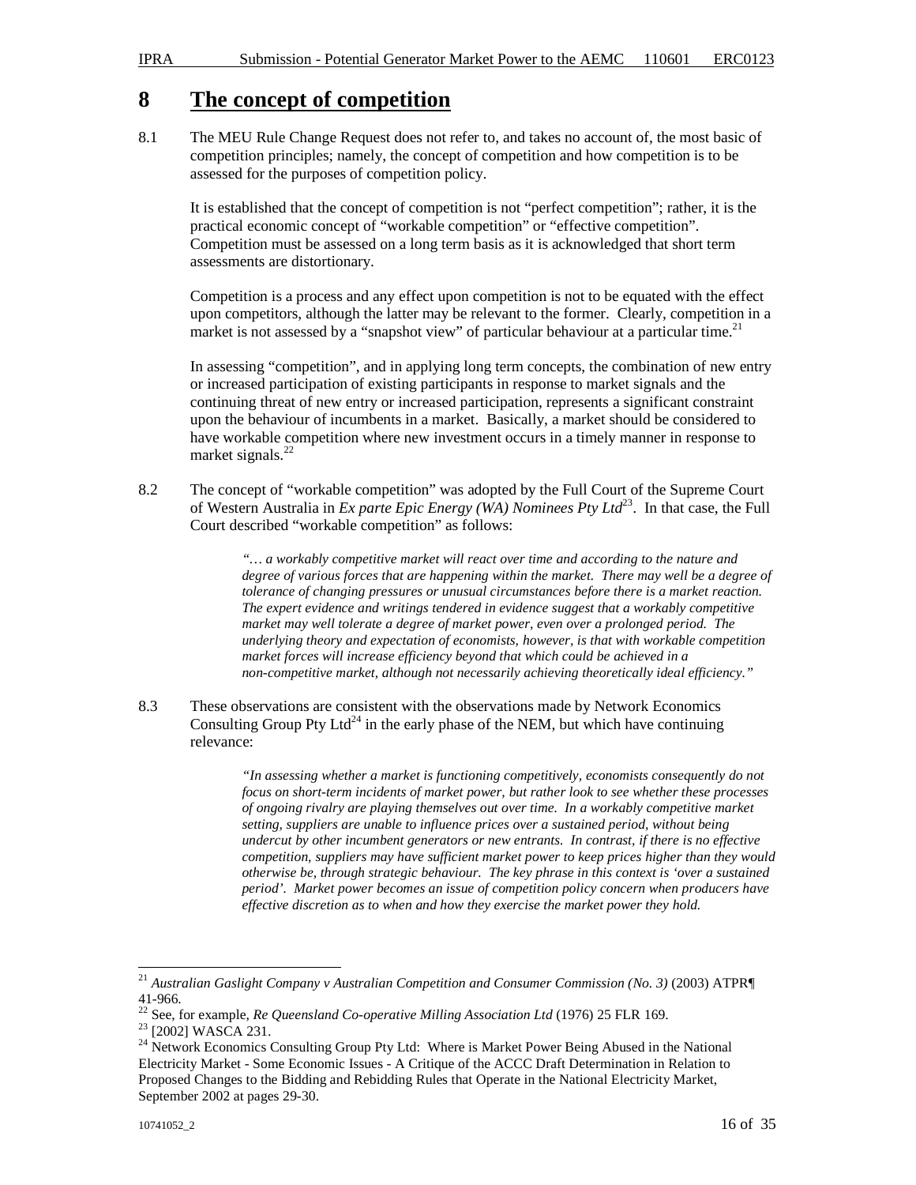# 8 The concept of competition

8.1 The MEU Rule Change Request does not refer to, and takes no account of, the most basic of competition principles; namely, the concept of competition and how competition is to be assessed for the purposes of competition policy.

It is established that the concept of competition is not "perfect competition"; rather, it is the practical economic concept of "workable competition" or "effective competition". Competition must be assessed on a long term basis as it is acknowledged that short term assessments are distortionary.

Competition is a process and any effect upon competition is not to be equated with the effect upon competitors, although the latter may be relevant to the former. Clearly, competition in a market is not assessed by a "snapshot view" of particular behaviour at a particular time.[21]

In assessing "competition", and in applying long term concepts, the combination of new entry or increased participation of existing participants in response to market signals and the continuing threat of new entry or increased participation, represents a significant constraint upon the behaviour of incumbents in a market. Basically, a market should be considered to have workable competition where new investment occurs in a timely manner in response to market signals.[22]

8.2 The concept of "workable competition" was adopted by the Full Court of the Supreme Court of Western Australia in *Ex parte Epic Energy (WA) Nominees Pty Ltd*[23]. In that case, the Full Court described "workable competition" as follows:

> *"… a workably competitive market will react over time and according to the nature and degree of various forces that are happening within the market. There may well be a degree of tolerance of changing pressures or unusual circumstances before there is a market reaction. The expert evidence and writings tendered in evidence suggest that a workably competitive market may well tolerate a degree of market power, even over a prolonged period. The underlying theory and expectation of economists, however, is that with workable competition market forces will increase efficiency beyond that which could be achieved in a non-competitive market, although not necessarily achieving theoretically ideal efficiency."*

8.3 These observations are consistent with the observations made by Network Economics Consulting Group Pty Ltd[24] in the early phase of the NEM, but which have continuing relevance:

> *"In assessing whether a market is functioning competitively, economists consequently do not focus on short-term incidents of market power, but rather look to see whether these processes of ongoing rivalry are playing themselves out over time. In a workably competitive market setting, suppliers are unable to influence prices over a sustained period, without being undercut by other incumbent generators or new entrants. In contrast, if there is no effective competition, suppliers may have sufficient market power to keep prices higher than they would otherwise be, through strategic behaviour. The key phrase in this context is 'over a sustained period'. Market power becomes an issue of competition policy concern when producers have effective discretion as to when and how they exercise the market power they hold.*

---

[21] *Australian Gaslight Company v Australian Competition and Consumer Commission (No. 3)* (2003) ATPR¶ 41-966.

[22] See, for example, *Re Queensland Co-operative Milling Association Ltd* (1976) 25 FLR 169.

[23] [2002] WASCA 231.

[24] Network Economics Consulting Group Pty Ltd: Where is Market Power Being Abused in the National Electricity Market - Some Economic Issues - A Critique of the ACCC Draft Determination in Relation to Proposed Changes to the Bidding and Rebidding Rules that Operate in the National Electricity Market, September 2002 at pages 29-30.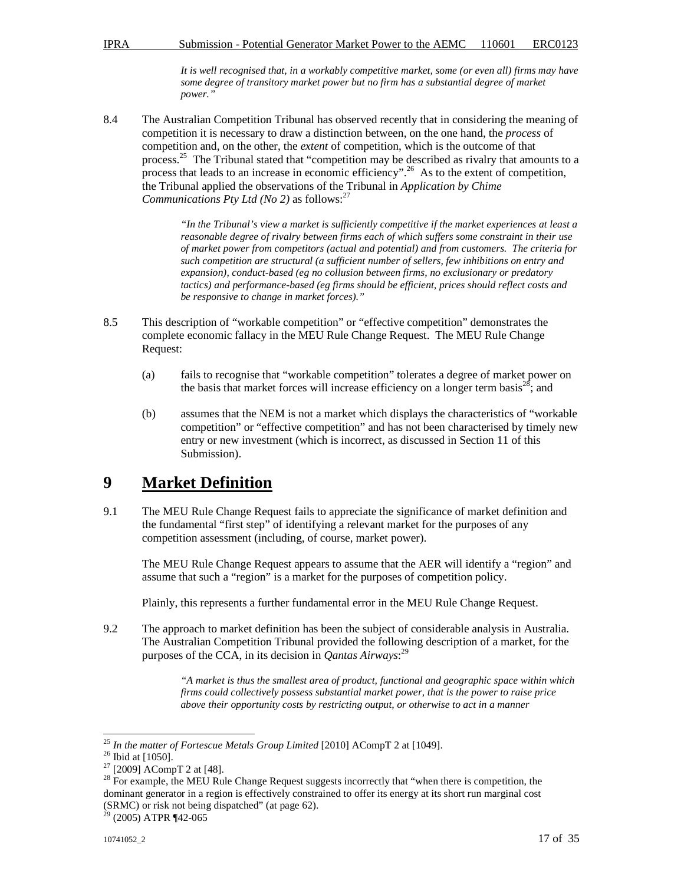*It is well recognised that, in a workably competitive market, some (or even all) firms may have some degree of transitory market power but no firm has a substantial degree of market power."*

8.4 The Australian Competition Tribunal has observed recently that in considering the meaning of competition it is necessary to draw a distinction between, on the one hand, the *process* of competition and, on the other, the *extent* of competition, which is the outcome of that process.[25] The Tribunal stated that "competition may be described as rivalry that amounts to a process that leads to an increase in economic efficiency".[26] As to the extent of competition, the Tribunal applied the observations of the Tribunal in *Application by Chime Communications Pty Ltd (No 2)* as follows:[27]

> *"In the Tribunal's view a market is sufficiently competitive if the market experiences at least a reasonable degree of rivalry between firms each of which suffers some constraint in their use of market power from competitors (actual and potential) and from customers. The criteria for such competition are structural (a sufficient number of sellers, few inhibitions on entry and expansion), conduct-based (eg no collusion between firms, no exclusionary or predatory tactics) and performance-based (eg firms should be efficient, prices should reflect costs and be responsive to change in market forces)."*

8.5 This description of "workable competition" or "effective competition" demonstrates the complete economic fallacy in the MEU Rule Change Request. The MEU Rule Change Request:

(a) fails to recognise that "workable competition" tolerates a degree of market power on the basis that market forces will increase efficiency on a longer term basis[28]; and

(b) assumes that the NEM is not a market which displays the characteristics of "workable competition" or "effective competition" and has not been characterised by timely new entry or new investment (which is incorrect, as discussed in Section 11 of this Submission).

# 9 Market Definition

9.1 The MEU Rule Change Request fails to appreciate the significance of market definition and the fundamental "first step" of identifying a relevant market for the purposes of any competition assessment (including, of course, market power).

The MEU Rule Change Request appears to assume that the AER will identify a "region" and assume that such a "region" is a market for the purposes of competition policy.

Plainly, this represents a further fundamental error in the MEU Rule Change Request.

9.2 The approach to market definition has been the subject of considerable analysis in Australia. The Australian Competition Tribunal provided the following description of a market, for the purposes of the CCA, in its decision in *Qantas Airways*:[29]

> *"A market is thus the smallest area of product, functional and geographic space within which firms could collectively possess substantial market power, that is the power to raise price above their opportunity costs by restricting output, or otherwise to act in a manner*

---

[25] *In the matter of Fortescue Metals Group Limited* [2010] ACompT 2 at [1049].

[26] Ibid at [1050].

[27] [2009] ACompT 2 at [48].

[28] For example, the MEU Rule Change Request suggests incorrectly that "when there is competition, the dominant generator in a region is effectively constrained to offer its energy at its short run marginal cost (SRMC) or risk not being dispatched" (at page 62).

[29] (2005) ATPR ¶42-065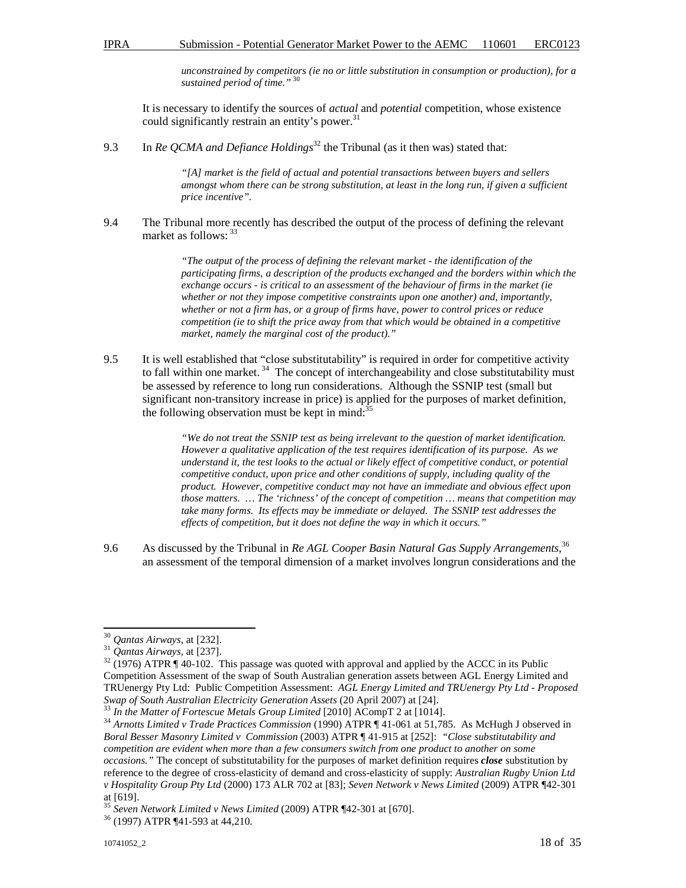> *unconstrained by competitors (ie no or little substitution in consumption or production), for a sustained period of time."* [30]

It is necessary to identify the sources of *actual* and *potential* competition, whose existence could significantly restrain an entity's power.[31]

9.3 In *Re QCMA and Defiance Holdings*[32] the Tribunal (as it then was) stated that:

> *"[A] market is the field of actual and potential transactions between buyers and sellers amongst whom there can be strong substitution, at least in the long run, if given a sufficient price incentive".*

9.4 The Tribunal more recently has described the output of the process of defining the relevant market as follows: [33]

> *"The output of the process of defining the relevant market - the identification of the participating firms, a description of the products exchanged and the borders within which the exchange occurs - is critical to an assessment of the behaviour of firms in the market (ie whether or not they impose competitive constraints upon one another) and, importantly, whether or not a firm has, or a group of firms have, power to control prices or reduce competition (ie to shift the price away from that which would be obtained in a competitive market, namely the marginal cost of the product)."*

9.5 It is well established that "close substitutability" is required in order for competitive activity to fall within one market. [34] The concept of interchangeability and close substitutability must be assessed by reference to long run considerations. Although the SSNIP test (small but significant non-transitory increase in price) is applied for the purposes of market definition, the following observation must be kept in mind:[35]

> *"We do not treat the SSNIP test as being irrelevant to the question of market identification. However a qualitative application of the test requires identification of its purpose. As we understand it, the test looks to the actual or likely effect of competitive conduct, or potential competitive conduct, upon price and other conditions of supply, including quality of the product. However, competitive conduct may not have an immediate and obvious effect upon those matters. … The 'richness' of the concept of competition … means that competition may take many forms. Its effects may be immediate or delayed. The SSNIP test addresses the effects of competition, but it does not define the way in which it occurs."*

9.6 As discussed by the Tribunal in *Re AGL Cooper Basin Natural Gas Supply Arrangements*,[36] an assessment of the temporal dimension of a market involves longrun considerations and the

---

[30] *Qantas Airways*, at [232].

[31] *Qantas Airways*, at [237].

[32] (1976) ATPR ¶ 40-102. This passage was quoted with approval and applied by the ACCC in its Public Competition Assessment of the swap of South Australian generation assets between AGL Energy Limited and TRUenergy Pty Ltd: Public Competition Assessment: *AGL Energy Limited and TRUenergy Pty Ltd - Proposed Swap of South Australian Electricity Generation Assets* (20 April 2007) at [24].

[33] *In the Matter of Fortescue Metals Group Limited* [2010] ACompT 2 at [1014].

[34] *Arnotts Limited v Trade Practices Commission* (1990) ATPR ¶ 41-061 at 51,785. As McHugh J observed in *Boral Besser Masonry Limited v Commission* (2003) ATPR ¶ 41-915 at [252]: *"Close substitutability and competition are evident when more than a few consumers switch from one product to another on some occasions."* The concept of substitutability for the purposes of market definition requires ***close*** substitution by reference to the degree of cross-elasticity of demand and cross-elasticity of supply: *Australian Rugby Union Ltd v Hospitality Group Pty Ltd* (2000) 173 ALR 702 at [83]; *Seven Network v News Limited* (2009) ATPR ¶42-301 at [619].

[35] *Seven Network Limited v News Limited* (2009) ATPR ¶42-301 at [670].

[36] (1997) ATPR ¶41-593 at 44,210.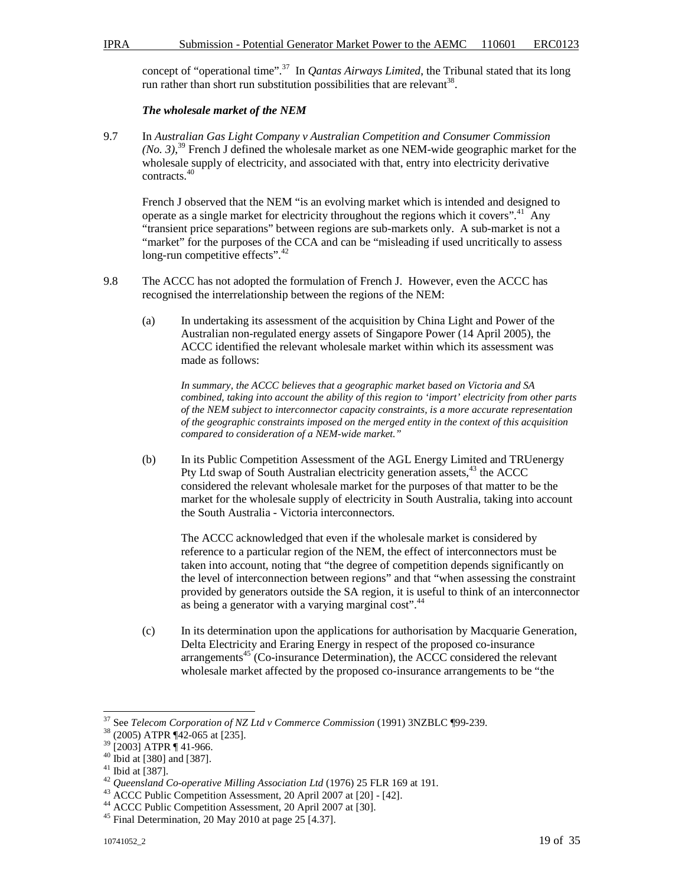concept of "operational time".[37] In *Qantas Airways Limited*, the Tribunal stated that its long run rather than short run substitution possibilities that are relevant[38].

***The wholesale market of the NEM***

9.7 In *Australian Gas Light Company v Australian Competition and Consumer Commission (No. 3)*,[39] French J defined the wholesale market as one NEM-wide geographic market for the wholesale supply of electricity, and associated with that, entry into electricity derivative contracts.[40]

French J observed that the NEM "is an evolving market which is intended and designed to operate as a single market for electricity throughout the regions which it covers".[41] Any "transient price separations" between regions are sub-markets only. A sub-market is not a "market" for the purposes of the CCA and can be "misleading if used uncritically to assess long-run competitive effects".[42]

9.8 The ACCC has not adopted the formulation of French J. However, even the ACCC has recognised the interrelationship between the regions of the NEM:

(a) In undertaking its assessment of the acquisition by China Light and Power of the Australian non-regulated energy assets of Singapore Power (14 April 2005), the ACCC identified the relevant wholesale market within which its assessment was made as follows:

> *In summary, the ACCC believes that a geographic market based on Victoria and SA combined, taking into account the ability of this region to 'import' electricity from other parts of the NEM subject to interconnector capacity constraints, is a more accurate representation of the geographic constraints imposed on the merged entity in the context of this acquisition compared to consideration of a NEM-wide market."*

(b) In its Public Competition Assessment of the AGL Energy Limited and TRUenergy Pty Ltd swap of South Australian electricity generation assets,[43] the ACCC considered the relevant wholesale market for the purposes of that matter to be the market for the wholesale supply of electricity in South Australia, taking into account the South Australia - Victoria interconnectors.

The ACCC acknowledged that even if the wholesale market is considered by reference to a particular region of the NEM, the effect of interconnectors must be taken into account, noting that "the degree of competition depends significantly on the level of interconnection between regions" and that "when assessing the constraint provided by generators outside the SA region, it is useful to think of an interconnector as being a generator with a varying marginal cost".[44]

(c) In its determination upon the applications for authorisation by Macquarie Generation, Delta Electricity and Eraring Energy in respect of the proposed co-insurance arrangements[45] (Co-insurance Determination), the ACCC considered the relevant wholesale market affected by the proposed co-insurance arrangements to be "the

---

[37] See *Telecom Corporation of NZ Ltd v Commerce Commission* (1991) 3NZBLC ¶99-239.
[38] (2005) ATPR ¶42-065 at [235].
[39] [2003] ATPR ¶ 41-966.
[40] Ibid at [380] and [387].
[41] Ibid at [387].
[42] *Queensland Co-operative Milling Association Ltd* (1976) 25 FLR 169 at 191.
[43] ACCC Public Competition Assessment, 20 April 2007 at [20] - [42].
[44] ACCC Public Competition Assessment, 20 April 2007 at [30].
[45] Final Determination, 20 May 2010 at page 25 [4.37].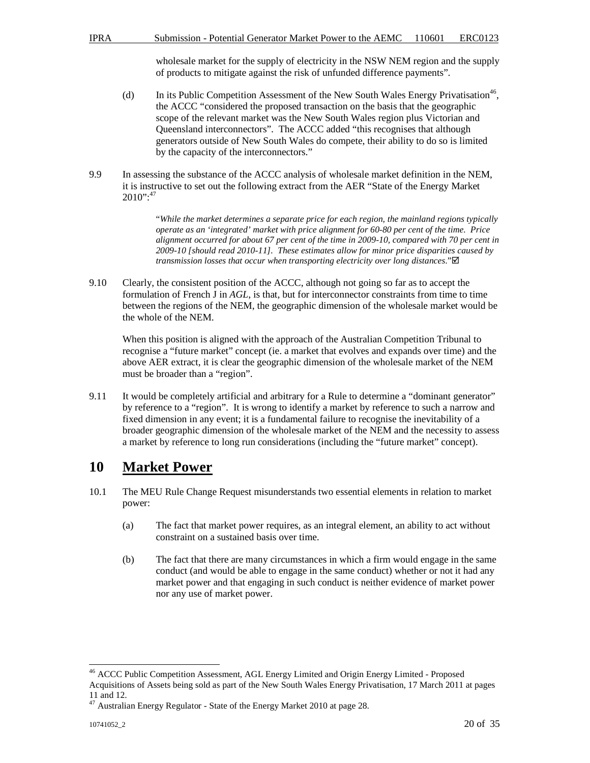wholesale market for the supply of electricity in the NSW NEM region and the supply of products to mitigate against the risk of unfunded difference payments".

(d) In its Public Competition Assessment of the New South Wales Energy Privatisation[46], the ACCC "considered the proposed transaction on the basis that the geographic scope of the relevant market was the New South Wales region plus Victorian and Queensland interconnectors". The ACCC added "this recognises that although generators outside of New South Wales do compete, their ability to do so is limited by the capacity of the interconnectors."

9.9 In assessing the substance of the ACCC analysis of wholesale market definition in the NEM, it is instructive to set out the following extract from the AER "State of the Energy Market 2010":[47]

> "*While the market determines a separate price for each region, the mainland regions typically operate as an 'integrated' market with price alignment for 60-80 per cent of the time. Price alignment occurred for about 67 per cent of the time in 2009-10, compared with 70 per cent in 2009-10 [should read 2010-11]. These estimates allow for minor price disparities caused by transmission losses that occur when transporting electricity over long distances.*"☑

9.10 Clearly, the consistent position of the ACCC, although not going so far as to accept the formulation of French J in *AGL*, is that, but for interconnector constraints from time to time between the regions of the NEM, the geographic dimension of the wholesale market would be the whole of the NEM.

When this position is aligned with the approach of the Australian Competition Tribunal to recognise a "future market" concept (ie. a market that evolves and expands over time) and the above AER extract, it is clear the geographic dimension of the wholesale market of the NEM must be broader than a "region".

9.11 It would be completely artificial and arbitrary for a Rule to determine a "dominant generator" by reference to a "region". It is wrong to identify a market by reference to such a narrow and fixed dimension in any event; it is a fundamental failure to recognise the inevitability of a broader geographic dimension of the wholesale market of the NEM and the necessity to assess a market by reference to long run considerations (including the "future market" concept).

# 10 Market Power

10.1 The MEU Rule Change Request misunderstands two essential elements in relation to market power:

(a) The fact that market power requires, as an integral element, an ability to act without constraint on a sustained basis over time.

(b) The fact that there are many circumstances in which a firm would engage in the same conduct (and would be able to engage in the same conduct) whether or not it had any market power and that engaging in such conduct is neither evidence of market power nor any use of market power.

---

[46] ACCC Public Competition Assessment, AGL Energy Limited and Origin Energy Limited - Proposed Acquisitions of Assets being sold as part of the New South Wales Energy Privatisation, 17 March 2011 at pages 11 and 12.

[47] Australian Energy Regulator - State of the Energy Market 2010 at page 28.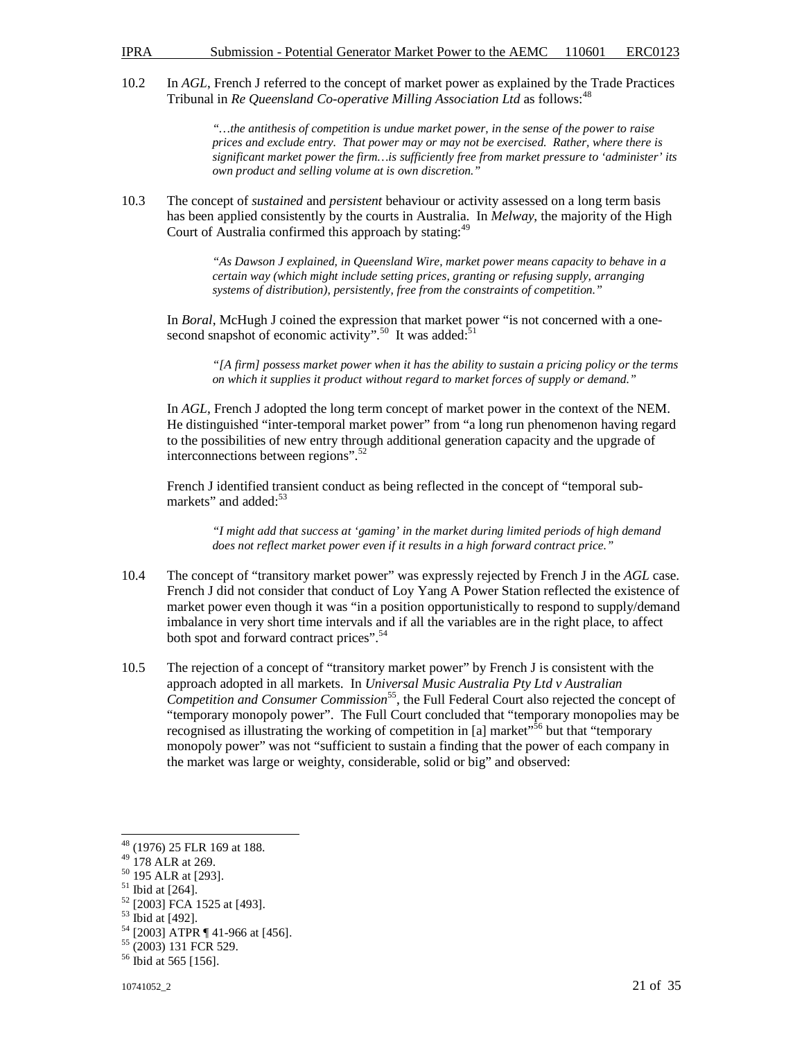10.2 In *AGL*, French J referred to the concept of market power as explained by the Trade Practices Tribunal in *Re Queensland Co-operative Milling Association Ltd* as follows:[48]

> *"…the antithesis of competition is undue market power, in the sense of the power to raise prices and exclude entry. That power may or may not be exercised. Rather, where there is significant market power the firm…is sufficiently free from market pressure to 'administer' its own product and selling volume at is own discretion."*

10.3 The concept of *sustained* and *persistent* behaviour or activity assessed on a long term basis has been applied consistently by the courts in Australia. In *Melway*, the majority of the High Court of Australia confirmed this approach by stating:[49]

> *"As Dawson J explained, in Queensland Wire, market power means capacity to behave in a certain way (which might include setting prices, granting or refusing supply, arranging systems of distribution), persistently, free from the constraints of competition."*

In *Boral*, McHugh J coined the expression that market power "is not concerned with a one-second snapshot of economic activity".[50] It was added:[51]

> *"[A firm] possess market power when it has the ability to sustain a pricing policy or the terms on which it supplies it product without regard to market forces of supply or demand."*

In *AGL*, French J adopted the long term concept of market power in the context of the NEM. He distinguished "inter-temporal market power" from "a long run phenomenon having regard to the possibilities of new entry through additional generation capacity and the upgrade of interconnections between regions".[52]

French J identified transient conduct as being reflected in the concept of "temporal sub-markets" and added:[53]

> *"I might add that success at 'gaming' in the market during limited periods of high demand does not reflect market power even if it results in a high forward contract price."*

10.4 The concept of "transitory market power" was expressly rejected by French J in the *AGL* case. French J did not consider that conduct of Loy Yang A Power Station reflected the existence of market power even though it was "in a position opportunistically to respond to supply/demand imbalance in very short time intervals and if all the variables are in the right place, to affect both spot and forward contract prices".[54]

10.5 The rejection of a concept of "transitory market power" by French J is consistent with the approach adopted in all markets. In *Universal Music Australia Pty Ltd v Australian Competition and Consumer Commission*[55], the Full Federal Court also rejected the concept of "temporary monopoly power". The Full Court concluded that "temporary monopolies may be recognised as illustrating the working of competition in [a] market"[56] but that "temporary monopoly power" was not "sufficient to sustain a finding that the power of each company in the market was large or weighty, considerable, solid or big" and observed:

---

[48] (1976) 25 FLR 169 at 188.
[49] 178 ALR at 269.
[50] 195 ALR at [293].
[51] Ibid at [264].
[52] [2003] FCA 1525 at [493].
[53] Ibid at [492].
[54] [2003] ATPR ¶ 41-966 at [456].
[55] (2003) 131 FCR 529.
[56] Ibid at 565 [156].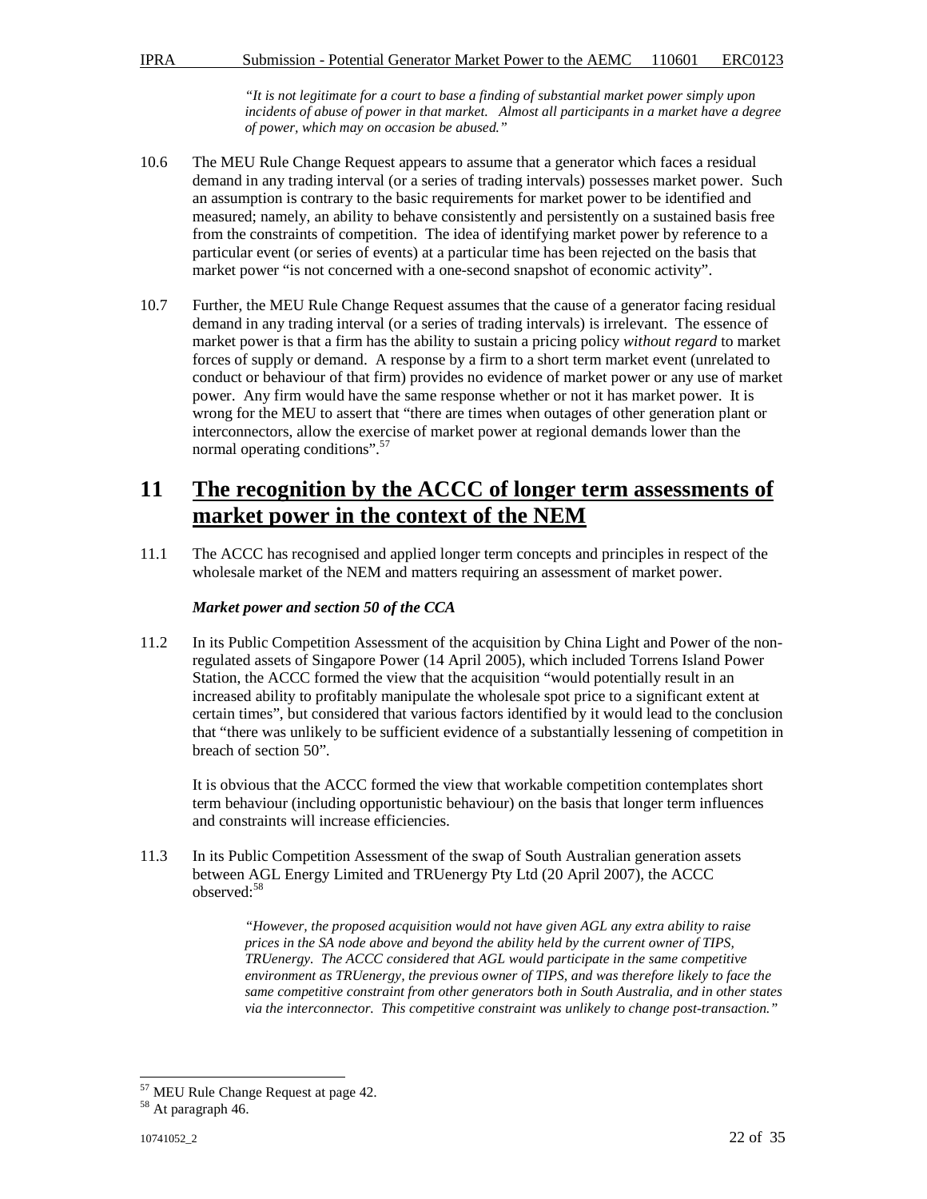> *"It is not legitimate for a court to base a finding of substantial market power simply upon incidents of abuse of power in that market. Almost all participants in a market have a degree of power, which may on occasion be abused."*

10.6 The MEU Rule Change Request appears to assume that a generator which faces a residual demand in any trading interval (or a series of trading intervals) possesses market power. Such an assumption is contrary to the basic requirements for market power to be identified and measured; namely, an ability to behave consistently and persistently on a sustained basis free from the constraints of competition. The idea of identifying market power by reference to a particular event (or series of events) at a particular time has been rejected on the basis that market power "is not concerned with a one-second snapshot of economic activity".

10.7 Further, the MEU Rule Change Request assumes that the cause of a generator facing residual demand in any trading interval (or a series of trading intervals) is irrelevant. The essence of market power is that a firm has the ability to sustain a pricing policy *without regard* to market forces of supply or demand. A response by a firm to a short term market event (unrelated to conduct or behaviour of that firm) provides no evidence of market power or any use of market power. Any firm would have the same response whether or not it has market power. It is wrong for the MEU to assert that "there are times when outages of other generation plant or interconnectors, allow the exercise of market power at regional demands lower than the normal operating conditions".[57]

# 11 The recognition by the ACCC of longer term assessments of market power in the context of the NEM

11.1 The ACCC has recognised and applied longer term concepts and principles in respect of the wholesale market of the NEM and matters requiring an assessment of market power.

***Market power and section 50 of the CCA***

11.2 In its Public Competition Assessment of the acquisition by China Light and Power of the non-regulated assets of Singapore Power (14 April 2005), which included Torrens Island Power Station, the ACCC formed the view that the acquisition "would potentially result in an increased ability to profitably manipulate the wholesale spot price to a significant extent at certain times", but considered that various factors identified by it would lead to the conclusion that "there was unlikely to be sufficient evidence of a substantially lessening of competition in breach of section 50".

It is obvious that the ACCC formed the view that workable competition contemplates short term behaviour (including opportunistic behaviour) on the basis that longer term influences and constraints will increase efficiencies.

11.3 In its Public Competition Assessment of the swap of South Australian generation assets between AGL Energy Limited and TRUenergy Pty Ltd (20 April 2007), the ACCC observed:[58]

> *"However, the proposed acquisition would not have given AGL any extra ability to raise prices in the SA node above and beyond the ability held by the current owner of TIPS, TRUenergy. The ACCC considered that AGL would participate in the same competitive environment as TRUenergy, the previous owner of TIPS, and was therefore likely to face the same competitive constraint from other generators both in South Australia, and in other states via the interconnector. This competitive constraint was unlikely to change post-transaction."*

---

[57] MEU Rule Change Request at page 42.

[58] At paragraph 46.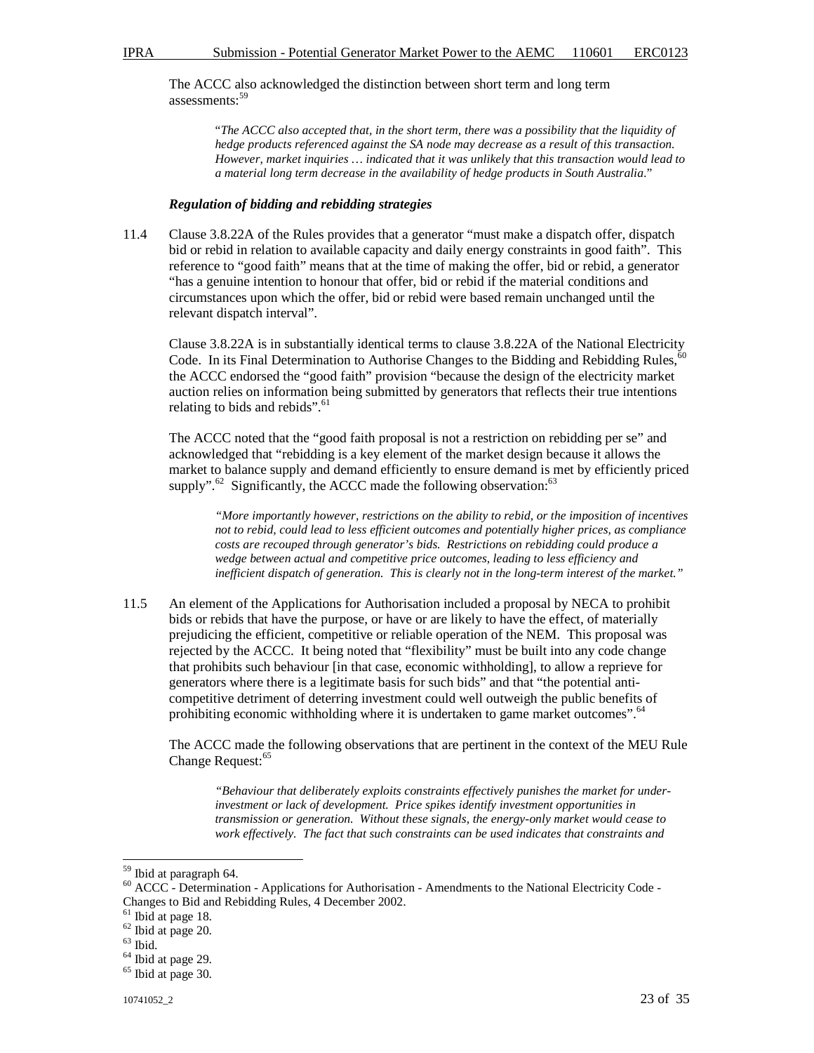The ACCC also acknowledged the distinction between short term and long term assessments:[59]

> "*The ACCC also accepted that, in the short term, there was a possibility that the liquidity of hedge products referenced against the SA node may decrease as a result of this transaction. However, market inquiries … indicated that it was unlikely that this transaction would lead to a material long term decrease in the availability of hedge products in South Australia.*"

***Regulation of bidding and rebidding strategies***

11.4 Clause 3.8.22A of the Rules provides that a generator "must make a dispatch offer, dispatch bid or rebid in relation to available capacity and daily energy constraints in good faith". This reference to "good faith" means that at the time of making the offer, bid or rebid, a generator "has a genuine intention to honour that offer, bid or rebid if the material conditions and circumstances upon which the offer, bid or rebid were based remain unchanged until the relevant dispatch interval".

Clause 3.8.22A is in substantially identical terms to clause 3.8.22A of the National Electricity Code. In its Final Determination to Authorise Changes to the Bidding and Rebidding Rules,[60] the ACCC endorsed the "good faith" provision "because the design of the electricity market auction relies on information being submitted by generators that reflects their true intentions relating to bids and rebids".[61]

The ACCC noted that the "good faith proposal is not a restriction on rebidding per se" and acknowledged that "rebidding is a key element of the market design because it allows the market to balance supply and demand efficiently to ensure demand is met by efficiently priced supply".[62] Significantly, the ACCC made the following observation:[63]

> *"More importantly however, restrictions on the ability to rebid, or the imposition of incentives not to rebid, could lead to less efficient outcomes and potentially higher prices, as compliance costs are recouped through generator's bids. Restrictions on rebidding could produce a wedge between actual and competitive price outcomes, leading to less efficiency and inefficient dispatch of generation. This is clearly not in the long-term interest of the market."*

11.5 An element of the Applications for Authorisation included a proposal by NECA to prohibit bids or rebids that have the purpose, or have or are likely to have the effect, of materially prejudicing the efficient, competitive or reliable operation of the NEM. This proposal was rejected by the ACCC. It being noted that "flexibility" must be built into any code change that prohibits such behaviour [in that case, economic withholding], to allow a reprieve for generators where there is a legitimate basis for such bids" and that "the potential anti-competitive detriment of deterring investment could well outweigh the public benefits of prohibiting economic withholding where it is undertaken to game market outcomes".[64]

The ACCC made the following observations that are pertinent in the context of the MEU Rule Change Request:[65]

> *"Behaviour that deliberately exploits constraints effectively punishes the market for under-investment or lack of development. Price spikes identify investment opportunities in transmission or generation. Without these signals, the energy-only market would cease to work effectively. The fact that such constraints can be used indicates that constraints and*

---

[59] Ibid at paragraph 64.

[60] ACCC - Determination - Applications for Authorisation - Amendments to the National Electricity Code - Changes to Bid and Rebidding Rules, 4 December 2002.

[61] Ibid at page 18.

[62] Ibid at page 20.

[63] Ibid.

[64] Ibid at page 29.

[65] Ibid at page 30.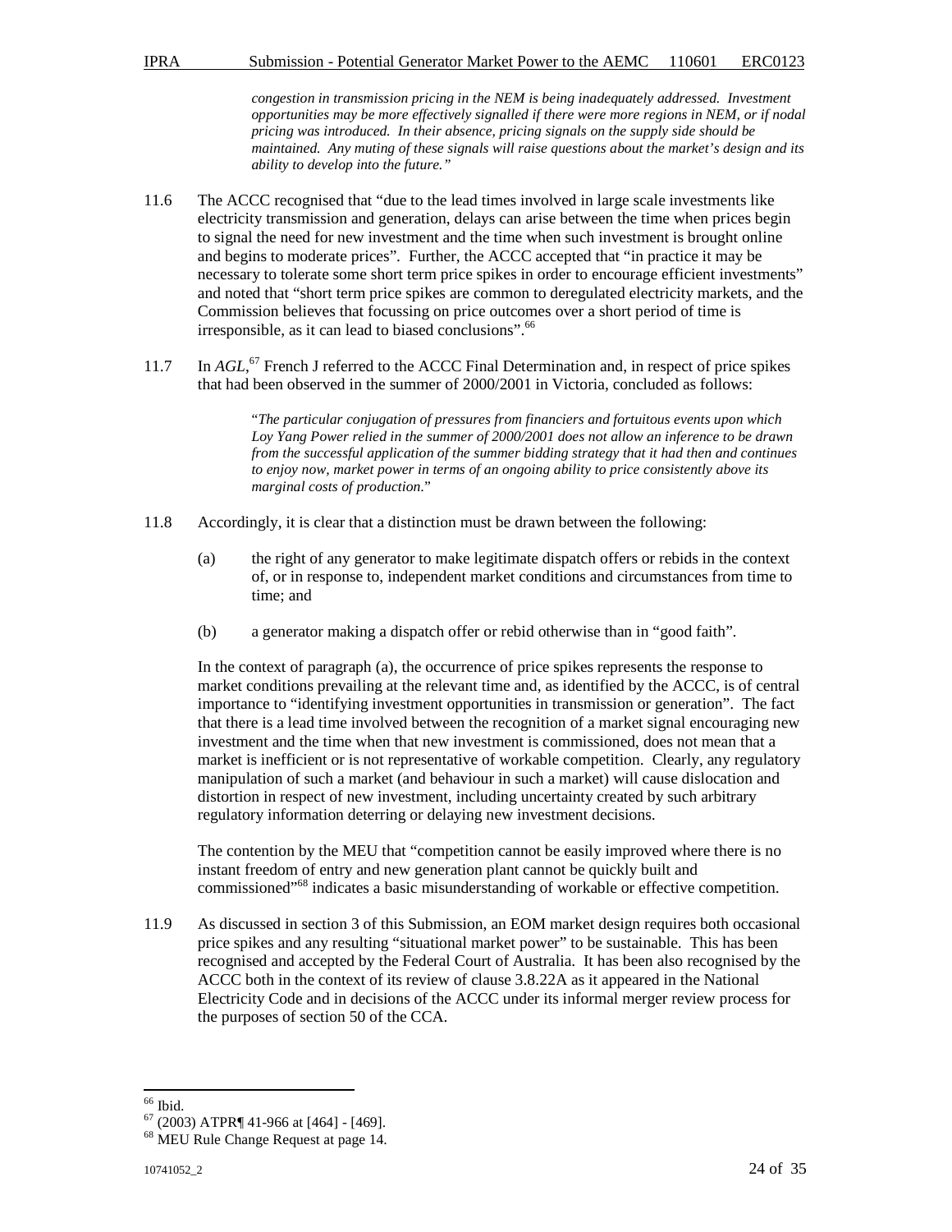*congestion in transmission pricing in the NEM is being inadequately addressed. Investment opportunities may be more effectively signalled if there were more regions in NEM, or if nodal pricing was introduced. In their absence, pricing signals on the supply side should be maintained. Any muting of these signals will raise questions about the market's design and its ability to develop into the future."*

11.6 The ACCC recognised that "due to the lead times involved in large scale investments like electricity transmission and generation, delays can arise between the time when prices begin to signal the need for new investment and the time when such investment is brought online and begins to moderate prices". Further, the ACCC accepted that "in practice it may be necessary to tolerate some short term price spikes in order to encourage efficient investments" and noted that "short term price spikes are common to deregulated electricity markets, and the Commission believes that focussing on price outcomes over a short period of time is irresponsible, as it can lead to biased conclusions".[66]

11.7 In *AGL*,[67] French J referred to the ACCC Final Determination and, in respect of price spikes that had been observed in the summer of 2000/2001 in Victoria, concluded as follows:

> "*The particular conjugation of pressures from financiers and fortuitous events upon which Loy Yang Power relied in the summer of 2000/2001 does not allow an inference to be drawn from the successful application of the summer bidding strategy that it had then and continues to enjoy now, market power in terms of an ongoing ability to price consistently above its marginal costs of production.*"

11.8 Accordingly, it is clear that a distinction must be drawn between the following:

(a) the right of any generator to make legitimate dispatch offers or rebids in the context of, or in response to, independent market conditions and circumstances from time to time; and

(b) a generator making a dispatch offer or rebid otherwise than in "good faith".

In the context of paragraph (a), the occurrence of price spikes represents the response to market conditions prevailing at the relevant time and, as identified by the ACCC, is of central importance to "identifying investment opportunities in transmission or generation". The fact that there is a lead time involved between the recognition of a market signal encouraging new investment and the time when that new investment is commissioned, does not mean that a market is inefficient or is not representative of workable competition. Clearly, any regulatory manipulation of such a market (and behaviour in such a market) will cause dislocation and distortion in respect of new investment, including uncertainty created by such arbitrary regulatory information deterring or delaying new investment decisions.

The contention by the MEU that "competition cannot be easily improved where there is no instant freedom of entry and new generation plant cannot be quickly built and commissioned"[68] indicates a basic misunderstanding of workable or effective competition.

11.9 As discussed in section 3 of this Submission, an EOM market design requires both occasional price spikes and any resulting "situational market power" to be sustainable. This has been recognised and accepted by the Federal Court of Australia. It has been also recognised by the ACCC both in the context of its review of clause 3.8.22A as it appeared in the National Electricity Code and in decisions of the ACCC under its informal merger review process for the purposes of section 50 of the CCA.

---

[66] Ibid.

[67] (2003) ATPR¶ 41-966 at [464] - [469].

[68] MEU Rule Change Request at page 14.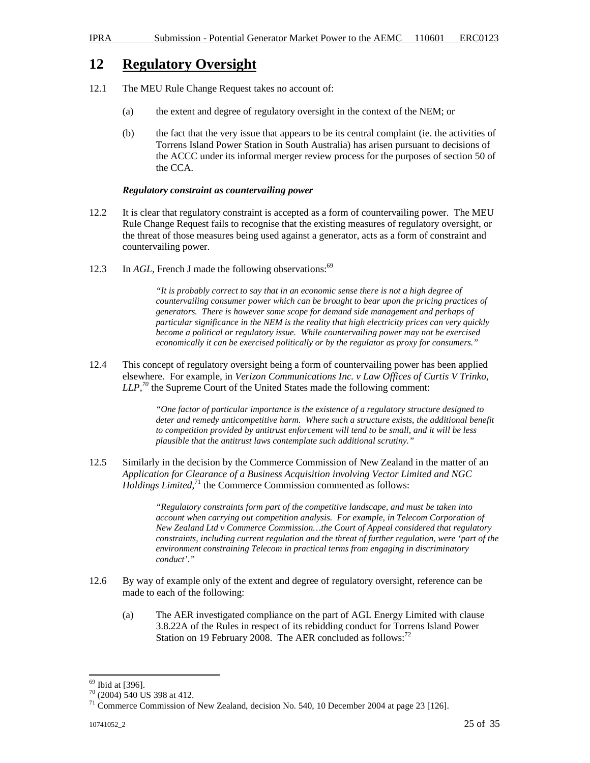## 12 **Regulatory Oversight**

12.1 The MEU Rule Change Request takes no account of:

(a) the extent and degree of regulatory oversight in the context of the NEM; or

(b) the fact that the very issue that appears to be its central complaint (ie. the activities of Torrens Island Power Station in South Australia) has arisen pursuant to decisions of the ACCC under its informal merger review process for the purposes of section 50 of the CCA.

***Regulatory constraint as countervailing power***

12.2 It is clear that regulatory constraint is accepted as a form of countervailing power. The MEU Rule Change Request fails to recognise that the existing measures of regulatory oversight, or the threat of those measures being used against a generator, acts as a form of constraint and countervailing power.

12.3 In *AGL*, French J made the following observations:[69]

> *"It is probably correct to say that in an economic sense there is not a high degree of countervailing consumer power which can be brought to bear upon the pricing practices of generators. There is however some scope for demand side management and perhaps of particular significance in the NEM is the reality that high electricity prices can very quickly become a political or regulatory issue. While countervailing power may not be exercised economically it can be exercised politically or by the regulator as proxy for consumers."*

12.4 This concept of regulatory oversight being a form of countervailing power has been applied elsewhere. For example, in *Verizon Communications Inc. v Law Offices of Curtis V Trinko, LLP*,[70] the Supreme Court of the United States made the following comment:

> *"One factor of particular importance is the existence of a regulatory structure designed to deter and remedy anticompetitive harm. Where such a structure exists, the additional benefit to competition provided by antitrust enforcement will tend to be small, and it will be less plausible that the antitrust laws contemplate such additional scrutiny."*

12.5 Similarly in the decision by the Commerce Commission of New Zealand in the matter of an *Application for Clearance of a Business Acquisition involving Vector Limited and NGC Holdings Limited*,[71] the Commerce Commission commented as follows:

> *"Regulatory constraints form part of the competitive landscape, and must be taken into account when carrying out competition analysis. For example, in Telecom Corporation of New Zealand Ltd v Commerce Commission…the Court of Appeal considered that regulatory constraints, including current regulation and the threat of further regulation, were 'part of the environment constraining Telecom in practical terms from engaging in discriminatory conduct'."*

12.6 By way of example only of the extent and degree of regulatory oversight, reference can be made to each of the following:

(a) The AER investigated compliance on the part of AGL Energy Limited with clause 3.8.22A of the Rules in respect of its rebidding conduct for Torrens Island Power Station on 19 February 2008. The AER concluded as follows:[72]

---

[69] Ibid at [396].

[70] (2004) 540 US 398 at 412.

[71] Commerce Commission of New Zealand, decision No. 540, 10 December 2004 at page 23 [126].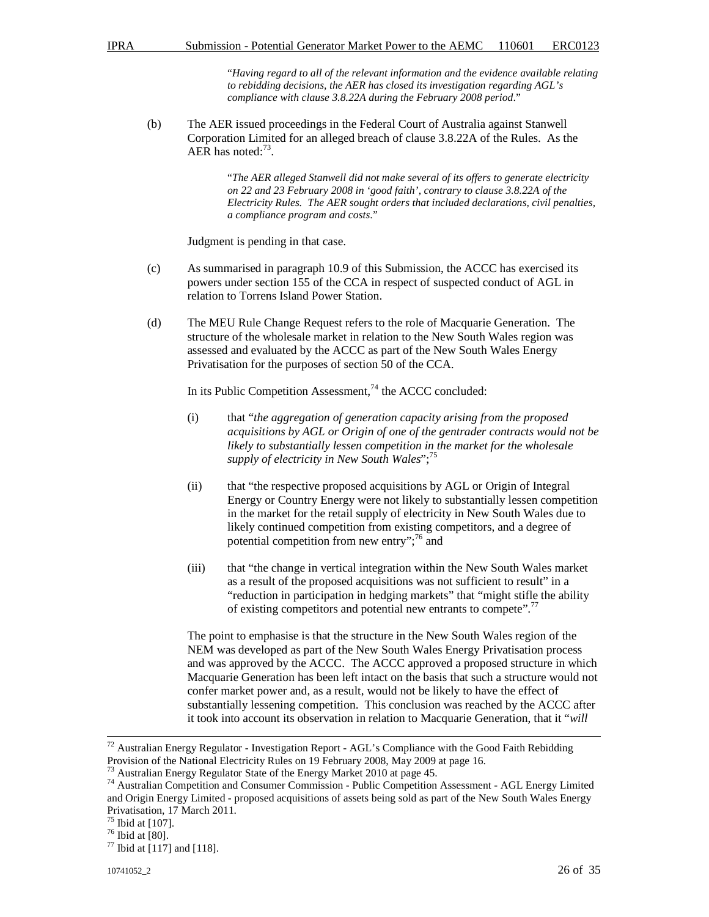"*Having regard to all of the relevant information and the evidence available relating to rebidding decisions, the AER has closed its investigation regarding AGL's compliance with clause 3.8.22A during the February 2008 period*."

(b) The AER issued proceedings in the Federal Court of Australia against Stanwell Corporation Limited for an alleged breach of clause 3.8.22A of the Rules. As the AER has noted:[73].

> "*The AER alleged Stanwell did not make several of its offers to generate electricity on 22 and 23 February 2008 in 'good faith', contrary to clause 3.8.22A of the Electricity Rules. The AER sought orders that included declarations, civil penalties, a compliance program and costs*."

Judgment is pending in that case.

(c) As summarised in paragraph 10.9 of this Submission, the ACCC has exercised its powers under section 155 of the CCA in respect of suspected conduct of AGL in relation to Torrens Island Power Station.

(d) The MEU Rule Change Request refers to the role of Macquarie Generation. The structure of the wholesale market in relation to the New South Wales region was assessed and evaluated by the ACCC as part of the New South Wales Energy Privatisation for the purposes of section 50 of the CCA.

In its Public Competition Assessment,[74] the ACCC concluded:

(i) that "*the aggregation of generation capacity arising from the proposed acquisitions by AGL or Origin of one of the gentrader contracts would not be likely to substantially lessen competition in the market for the wholesale supply of electricity in New South Wales*";[75]

(ii) that "the respective proposed acquisitions by AGL or Origin of Integral Energy or Country Energy were not likely to substantially lessen competition in the market for the retail supply of electricity in New South Wales due to likely continued competition from existing competitors, and a degree of potential competition from new entry";[76] and

(iii) that "the change in vertical integration within the New South Wales market as a result of the proposed acquisitions was not sufficient to result" in a "reduction in participation in hedging markets" that "might stifle the ability of existing competitors and potential new entrants to compete".[77]

The point to emphasise is that the structure in the New South Wales region of the NEM was developed as part of the New South Wales Energy Privatisation process and was approved by the ACCC. The ACCC approved a proposed structure in which Macquarie Generation has been left intact on the basis that such a structure would not confer market power and, as a result, would not be likely to have the effect of substantially lessening competition. This conclusion was reached by the ACCC after it took into account its observation in relation to Macquarie Generation, that it "*will*

---

[72] Australian Energy Regulator - Investigation Report - AGL's Compliance with the Good Faith Rebidding Provision of the National Electricity Rules on 19 February 2008, May 2009 at page 16.

[73] Australian Energy Regulator State of the Energy Market 2010 at page 45.

[74] Australian Competition and Consumer Commission - Public Competition Assessment - AGL Energy Limited and Origin Energy Limited - proposed acquisitions of assets being sold as part of the New South Wales Energy Privatisation, 17 March 2011.

[75] Ibid at [107].

[76] Ibid at [80].

[77] Ibid at [117] and [118].

10741052_2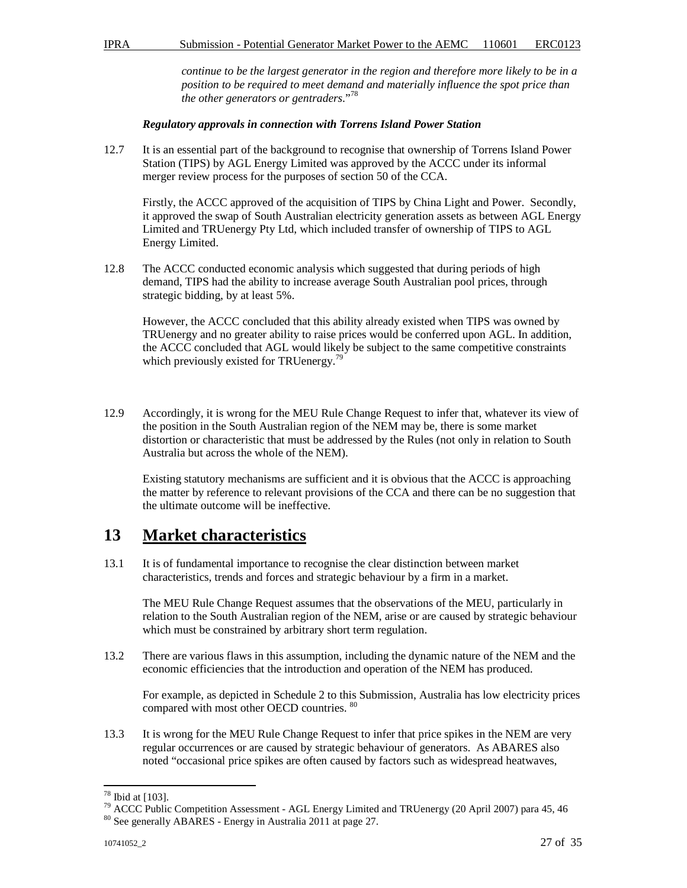*continue to be the largest generator in the region and therefore more likely to be in a position to be required to meet demand and materially influence the spot price than the other generators or gentraders*."[78]

***Regulatory approvals in connection with Torrens Island Power Station***

12.7 It is an essential part of the background to recognise that ownership of Torrens Island Power Station (TIPS) by AGL Energy Limited was approved by the ACCC under its informal merger review process for the purposes of section 50 of the CCA.

Firstly, the ACCC approved of the acquisition of TIPS by China Light and Power. Secondly, it approved the swap of South Australian electricity generation assets as between AGL Energy Limited and TRUenergy Pty Ltd, which included transfer of ownership of TIPS to AGL Energy Limited.

12.8 The ACCC conducted economic analysis which suggested that during periods of high demand, TIPS had the ability to increase average South Australian pool prices, through strategic bidding, by at least 5%.

However, the ACCC concluded that this ability already existed when TIPS was owned by TRUenergy and no greater ability to raise prices would be conferred upon AGL. In addition, the ACCC concluded that AGL would likely be subject to the same competitive constraints which previously existed for TRUenergy.[79]

12.9 Accordingly, it is wrong for the MEU Rule Change Request to infer that, whatever its view of the position in the South Australian region of the NEM may be, there is some market distortion or characteristic that must be addressed by the Rules (not only in relation to South Australia but across the whole of the NEM).

Existing statutory mechanisms are sufficient and it is obvious that the ACCC is approaching the matter by reference to relevant provisions of the CCA and there can be no suggestion that the ultimate outcome will be ineffective.

# 13 Market characteristics

13.1 It is of fundamental importance to recognise the clear distinction between market characteristics, trends and forces and strategic behaviour by a firm in a market.

The MEU Rule Change Request assumes that the observations of the MEU, particularly in relation to the South Australian region of the NEM, arise or are caused by strategic behaviour which must be constrained by arbitrary short term regulation.

13.2 There are various flaws in this assumption, including the dynamic nature of the NEM and the economic efficiencies that the introduction and operation of the NEM has produced.

For example, as depicted in Schedule 2 to this Submission, Australia has low electricity prices compared with most other OECD countries.[80]

13.3 It is wrong for the MEU Rule Change Request to infer that price spikes in the NEM are very regular occurrences or are caused by strategic behaviour of generators. As ABARES also noted "occasional price spikes are often caused by factors such as widespread heatwaves,

---

[78] Ibid at [103].

[79] ACCC Public Competition Assessment - AGL Energy Limited and TRUenergy (20 April 2007) para 45, 46

[80] See generally ABARES - Energy in Australia 2011 at page 27.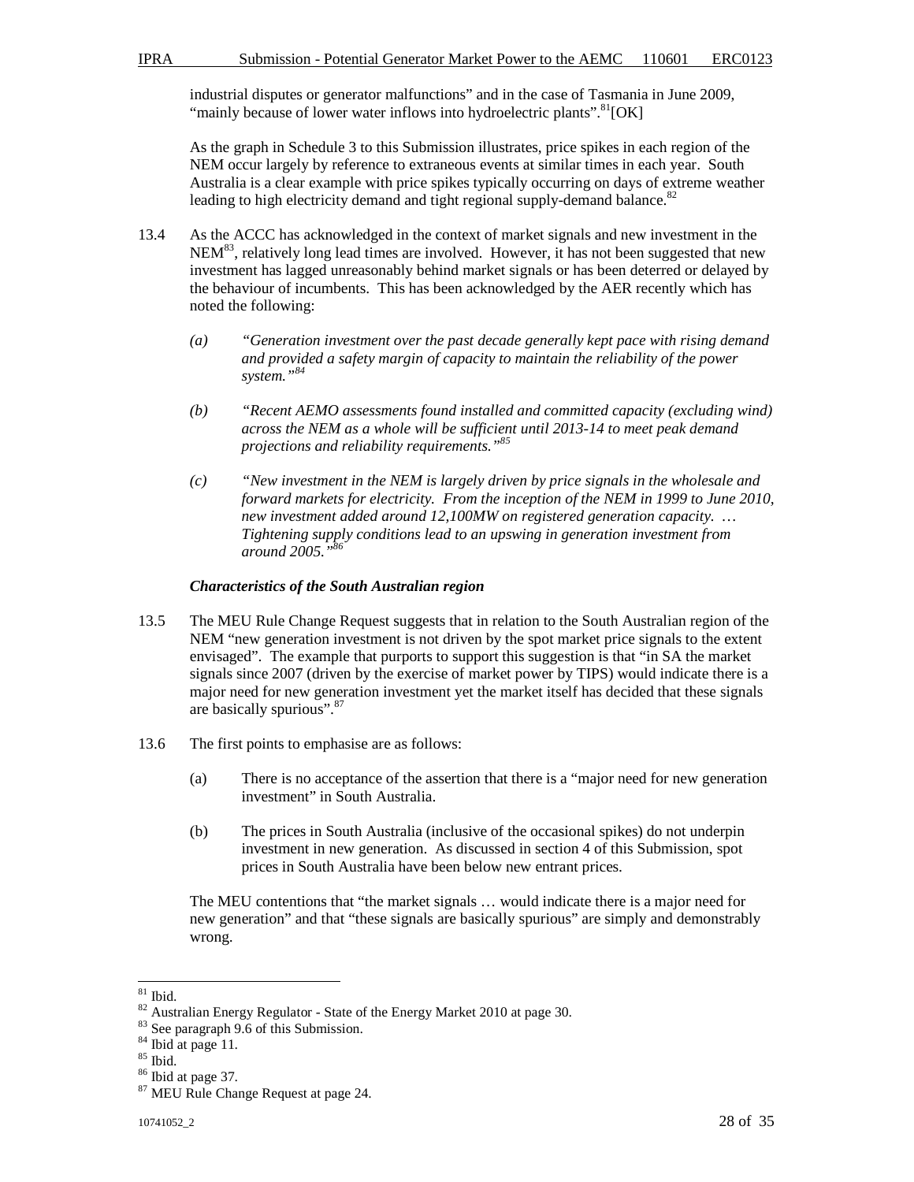industrial disputes or generator malfunctions" and in the case of Tasmania in June 2009, "mainly because of lower water inflows into hydroelectric plants".[81][OK]

As the graph in Schedule 3 to this Submission illustrates, price spikes in each region of the NEM occur largely by reference to extraneous events at similar times in each year. South Australia is a clear example with price spikes typically occurring on days of extreme weather leading to high electricity demand and tight regional supply-demand balance.[82]

13.4 As the ACCC has acknowledged in the context of market signals and new investment in the NEM[83], relatively long lead times are involved. However, it has not been suggested that new investment has lagged unreasonably behind market signals or has been deterred or delayed by the behaviour of incumbents. This has been acknowledged by the AER recently which has noted the following:

*(a) "Generation investment over the past decade generally kept pace with rising demand and provided a safety margin of capacity to maintain the reliability of the power system."[84]*

*(b) "Recent AEMO assessments found installed and committed capacity (excluding wind) across the NEM as a whole will be sufficient until 2013-14 to meet peak demand projections and reliability requirements."[85]*

*(c) "New investment in the NEM is largely driven by price signals in the wholesale and forward markets for electricity. From the inception of the NEM in 1999 to June 2010, new investment added around 12,100MW on registered generation capacity. … Tightening supply conditions lead to an upswing in generation investment from around 2005."[86]*

***Characteristics of the South Australian region***

13.5 The MEU Rule Change Request suggests that in relation to the South Australian region of the NEM "new generation investment is not driven by the spot market price signals to the extent envisaged". The example that purports to support this suggestion is that "in SA the market signals since 2007 (driven by the exercise of market power by TIPS) would indicate there is a major need for new generation investment yet the market itself has decided that these signals are basically spurious".[87]

13.6 The first points to emphasise are as follows:

(a) There is no acceptance of the assertion that there is a "major need for new generation investment" in South Australia.

(b) The prices in South Australia (inclusive of the occasional spikes) do not underpin investment in new generation. As discussed in section 4 of this Submission, spot prices in South Australia have been below new entrant prices.

The MEU contentions that "the market signals … would indicate there is a major need for new generation" and that "these signals are basically spurious" are simply and demonstrably wrong.

---

[81] Ibid.
[82] Australian Energy Regulator - State of the Energy Market 2010 at page 30.
[83] See paragraph 9.6 of this Submission.
[84] Ibid at page 11.
[85] Ibid.
[86] Ibid at page 37.
[87] MEU Rule Change Request at page 24.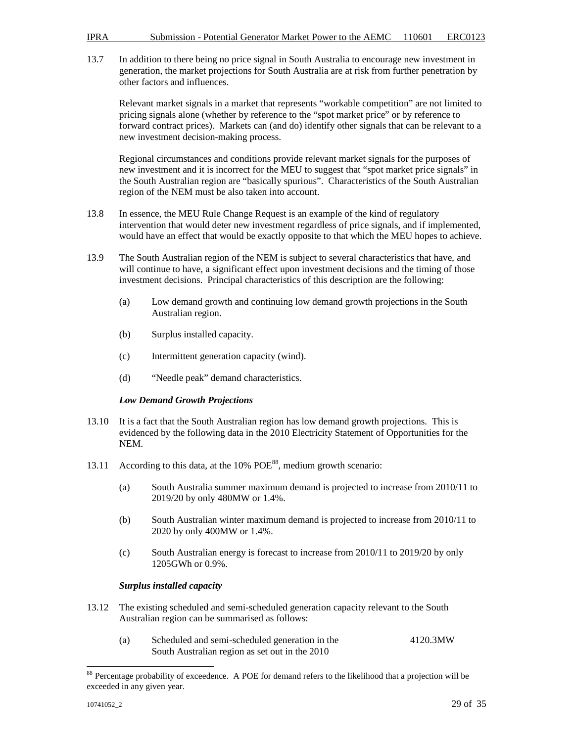13.7 In addition to there being no price signal in South Australia to encourage new investment in generation, the market projections for South Australia are at risk from further penetration by other factors and influences.

Relevant market signals in a market that represents "workable competition" are not limited to pricing signals alone (whether by reference to the "spot market price" or by reference to forward contract prices). Markets can (and do) identify other signals that can be relevant to a new investment decision-making process.

Regional circumstances and conditions provide relevant market signals for the purposes of new investment and it is incorrect for the MEU to suggest that "spot market price signals" in the South Australian region are "basically spurious". Characteristics of the South Australian region of the NEM must be also taken into account.

13.8 In essence, the MEU Rule Change Request is an example of the kind of regulatory intervention that would deter new investment regardless of price signals, and if implemented, would have an effect that would be exactly opposite to that which the MEU hopes to achieve.

13.9 The South Australian region of the NEM is subject to several characteristics that have, and will continue to have, a significant effect upon investment decisions and the timing of those investment decisions. Principal characteristics of this description are the following:

(a) Low demand growth and continuing low demand growth projections in the South Australian region.

(b) Surplus installed capacity.

(c) Intermittent generation capacity (wind).

(d) "Needle peak" demand characteristics.

***Low Demand Growth Projections***

13.10 It is a fact that the South Australian region has low demand growth projections. This is evidenced by the following data in the 2010 Electricity Statement of Opportunities for the NEM.

13.11 According to this data, at the 10% POE[88], medium growth scenario:

(a) South Australia summer maximum demand is projected to increase from 2010/11 to 2019/20 by only 480MW or 1.4%.

(b) South Australian winter maximum demand is projected to increase from 2010/11 to 2020 by only 400MW or 1.4%.

(c) South Australian energy is forecast to increase from 2010/11 to 2019/20 by only 1205GWh or 0.9%.

***Surplus installed capacity***

13.12 The existing scheduled and semi-scheduled generation capacity relevant to the South Australian region can be summarised as follows:

(a) Scheduled and semi-scheduled generation in the South Australian region as set out in the 2010 — 4120.3MW

[88] Percentage probability of exceedence. A POE for demand refers to the likelihood that a projection will be exceeded in any given year.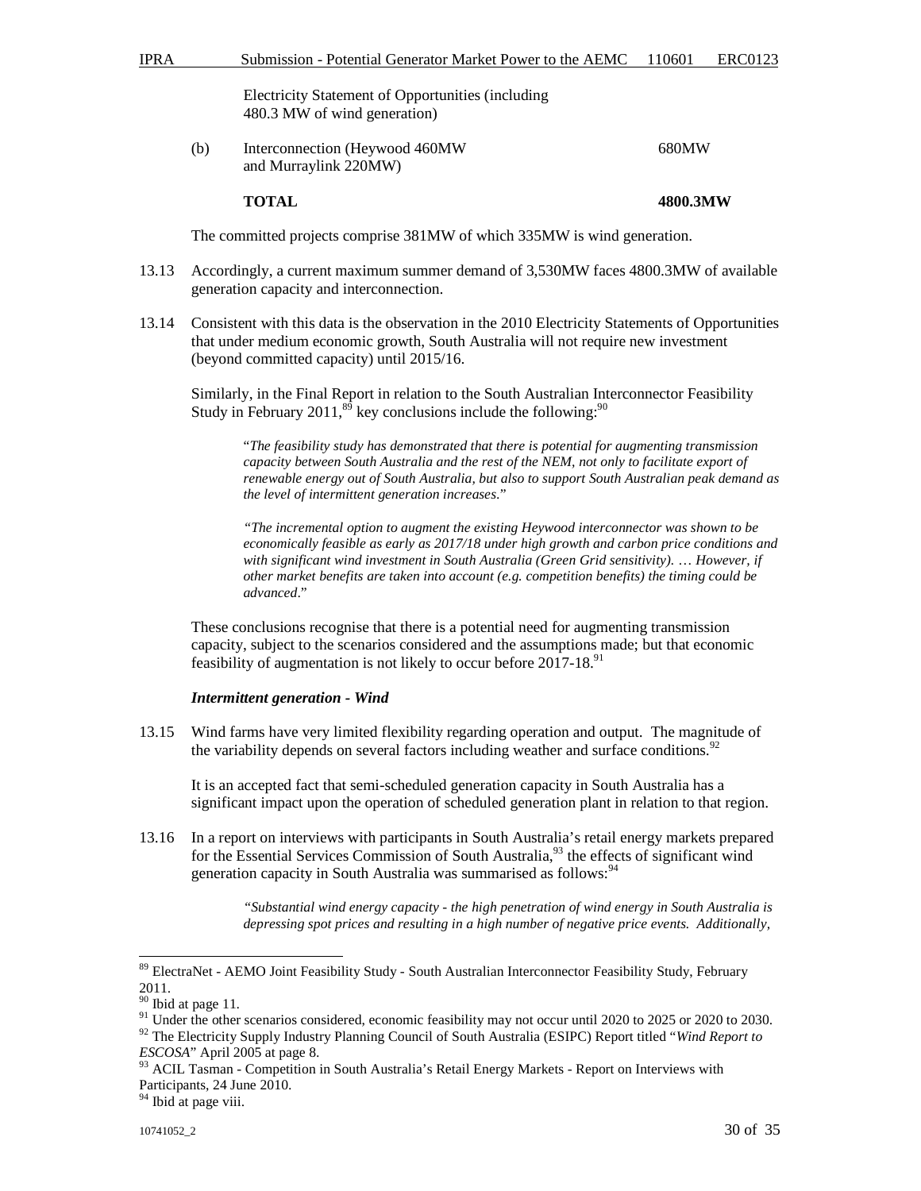| | | |
|---|---|---|
| | Electricity Statement of Opportunities (including 480.3 MW of wind generation) | |
| (b) | Interconnection (Heywood 460MW and Murraylink 220MW) | 680MW |
| | **TOTAL** | **4800.3MW** |

The committed projects comprise 381MW of which 335MW is wind generation.

13.13 Accordingly, a current maximum summer demand of 3,530MW faces 4800.3MW of available generation capacity and interconnection.

13.14 Consistent with this data is the observation in the 2010 Electricity Statements of Opportunities that under medium economic growth, South Australia will not require new investment (beyond committed capacity) until 2015/16.

Similarly, in the Final Report in relation to the South Australian Interconnector Feasibility Study in February 2011,[89] key conclusions include the following:[90]

> "*The feasibility study has demonstrated that there is potential for augmenting transmission capacity between South Australia and the rest of the NEM, not only to facilitate export of renewable energy out of South Australia, but also to support South Australian peak demand as the level of intermittent generation increases*."
>
> *"The incremental option to augment the existing Heywood interconnector was shown to be economically feasible as early as 2017/18 under high growth and carbon price conditions and with significant wind investment in South Australia (Green Grid sensitivity). … However, if other market benefits are taken into account (e.g. competition benefits) the timing could be advanced*."

These conclusions recognise that there is a potential need for augmenting transmission capacity, subject to the scenarios considered and the assumptions made; but that economic feasibility of augmentation is not likely to occur before 2017-18.[91]

***Intermittent generation - Wind***

13.15 Wind farms have very limited flexibility regarding operation and output. The magnitude of the variability depends on several factors including weather and surface conditions.[92]

It is an accepted fact that semi-scheduled generation capacity in South Australia has a significant impact upon the operation of scheduled generation plant in relation to that region.

13.16 In a report on interviews with participants in South Australia's retail energy markets prepared for the Essential Services Commission of South Australia,[93] the effects of significant wind generation capacity in South Australia was summarised as follows:[94]

> *"Substantial wind energy capacity - the high penetration of wind energy in South Australia is depressing spot prices and resulting in a high number of negative price events. Additionally,*

---

[89] ElectraNet - AEMO Joint Feasibility Study - South Australian Interconnector Feasibility Study, February 2011.

[90] Ibid at page 11.

[91] Under the other scenarios considered, economic feasibility may not occur until 2020 to 2025 or 2020 to 2030.

[92] The Electricity Supply Industry Planning Council of South Australia (ESIPC) Report titled "*Wind Report to ESCOSA*" April 2005 at page 8.

[93] ACIL Tasman - Competition in South Australia's Retail Energy Markets - Report on Interviews with Participants, 24 June 2010.

[94] Ibid at page viii.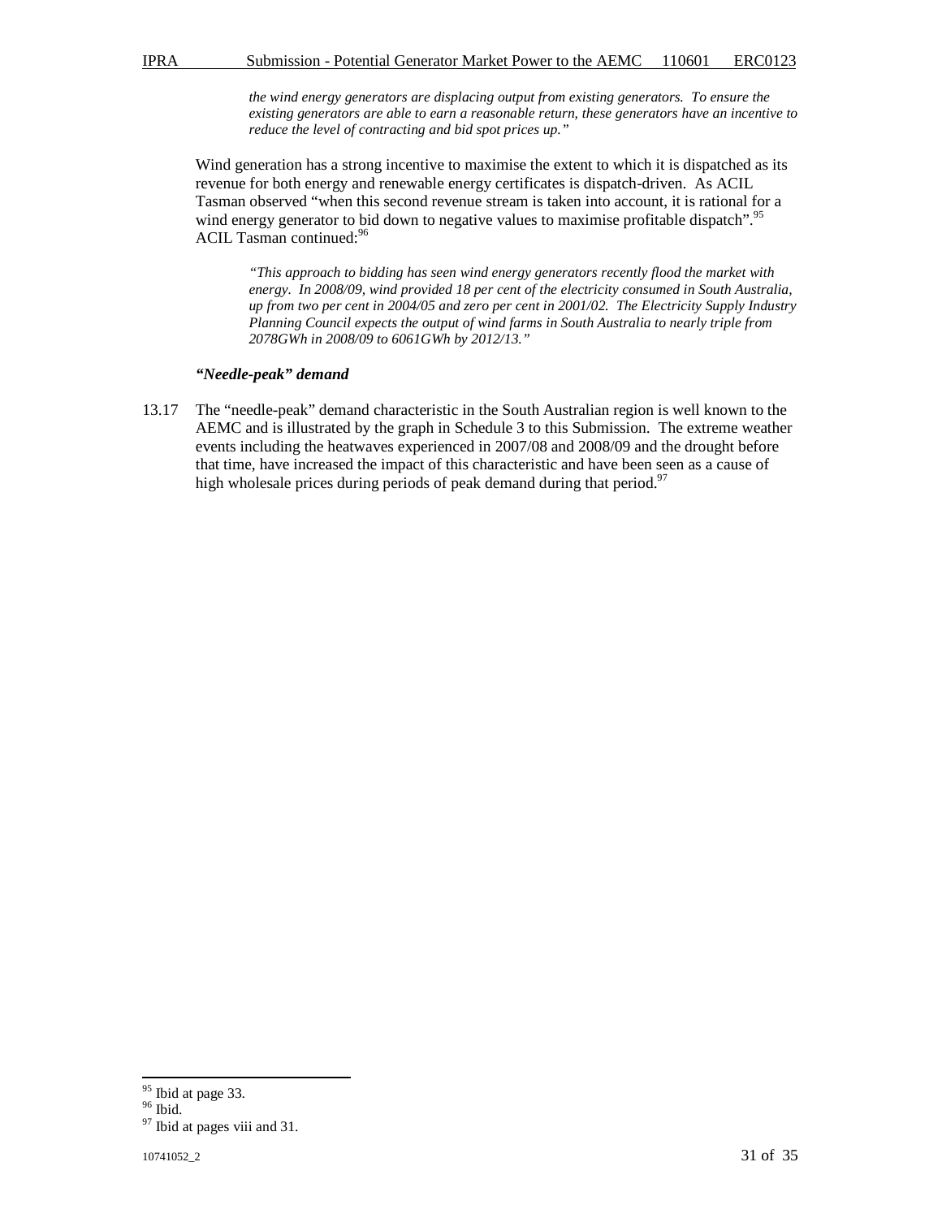> *the wind energy generators are displacing output from existing generators. To ensure the existing generators are able to earn a reasonable return, these generators have an incentive to reduce the level of contracting and bid spot prices up."*

Wind generation has a strong incentive to maximise the extent to which it is dispatched as its revenue for both energy and renewable energy certificates is dispatch-driven. As ACIL Tasman observed "when this second revenue stream is taken into account, it is rational for a wind energy generator to bid down to negative values to maximise profitable dispatch".[95] ACIL Tasman continued:[96]

> *"This approach to bidding has seen wind energy generators recently flood the market with energy. In 2008/09, wind provided 18 per cent of the electricity consumed in South Australia, up from two per cent in 2004/05 and zero per cent in 2001/02. The Electricity Supply Industry Planning Council expects the output of wind farms in South Australia to nearly triple from 2078GWh in 2008/09 to 6061GWh by 2012/13."*

***"Needle-peak" demand***

13.17 The "needle-peak" demand characteristic in the South Australian region is well known to the AEMC and is illustrated by the graph in Schedule 3 to this Submission. The extreme weather events including the heatwaves experienced in 2007/08 and 2008/09 and the drought before that time, have increased the impact of this characteristic and have been seen as a cause of high wholesale prices during periods of peak demand during that period.[97]

---

[95] Ibid at page 33.

[96] Ibid.

[97] Ibid at pages viii and 31.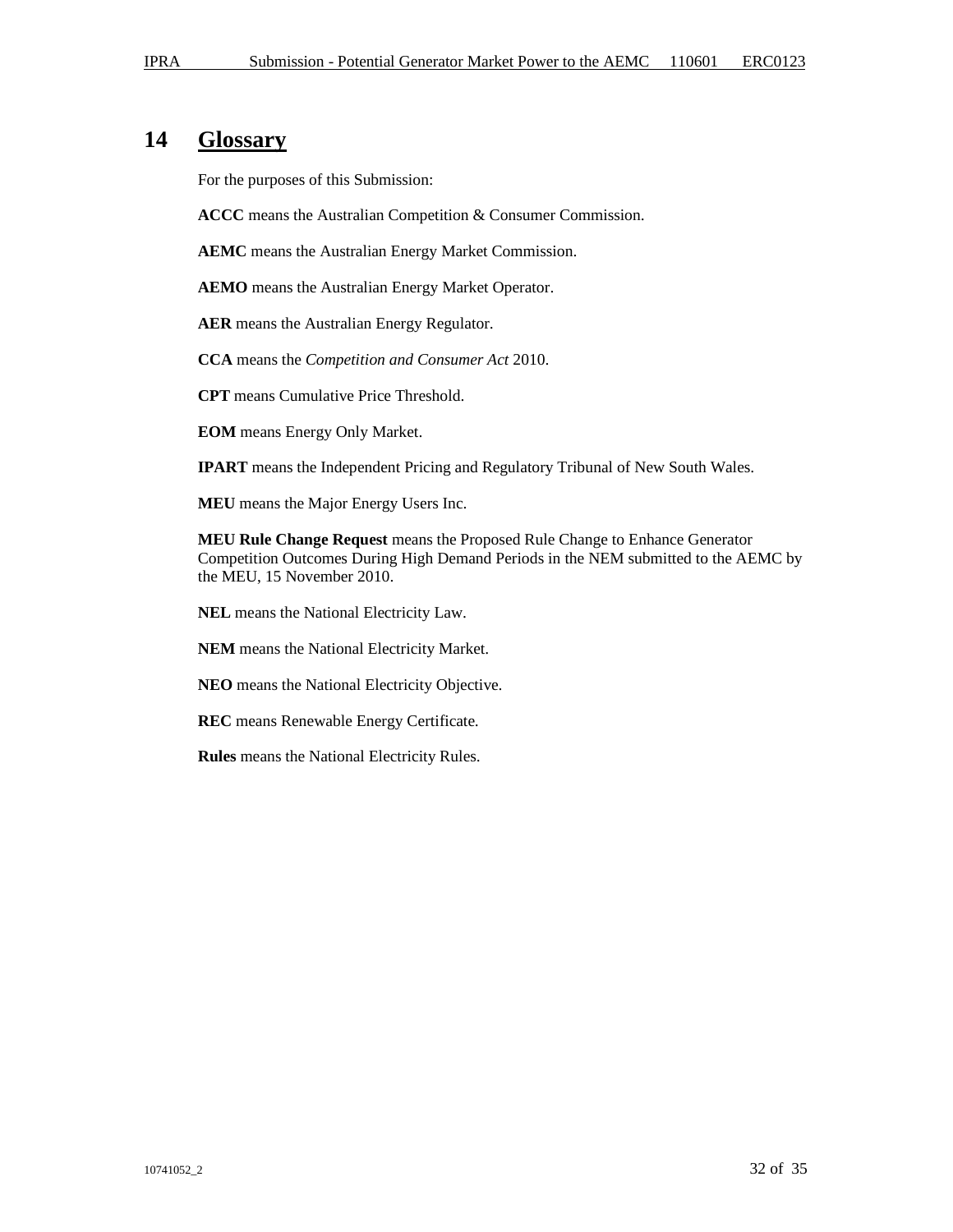# 14 Glossary

For the purposes of this Submission:

**ACCC** means the Australian Competition & Consumer Commission.

**AEMC** means the Australian Energy Market Commission.

**AEMO** means the Australian Energy Market Operator.

**AER** means the Australian Energy Regulator.

**CCA** means the *Competition and Consumer Act* 2010.

**CPT** means Cumulative Price Threshold.

**EOM** means Energy Only Market.

**IPART** means the Independent Pricing and Regulatory Tribunal of New South Wales.

**MEU** means the Major Energy Users Inc.

**MEU Rule Change Request** means the Proposed Rule Change to Enhance Generator Competition Outcomes During High Demand Periods in the NEM submitted to the AEMC by the MEU, 15 November 2010.

**NEL** means the National Electricity Law.

**NEM** means the National Electricity Market.

**NEO** means the National Electricity Objective.

**REC** means Renewable Energy Certificate.

**Rules** means the National Electricity Rules.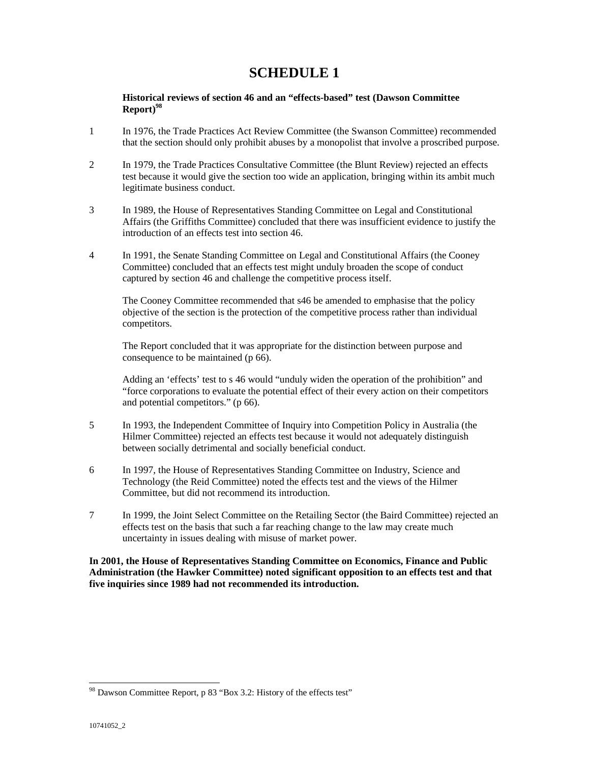# SCHEDULE 1

**Historical reviews of section 46 and an "effects-based" test (Dawson Committee Report)**[98]

1 In 1976, the Trade Practices Act Review Committee (the Swanson Committee) recommended that the section should only prohibit abuses by a monopolist that involve a proscribed purpose.

2 In 1979, the Trade Practices Consultative Committee (the Blunt Review) rejected an effects test because it would give the section too wide an application, bringing within its ambit much legitimate business conduct.

3 In 1989, the House of Representatives Standing Committee on Legal and Constitutional Affairs (the Griffiths Committee) concluded that there was insufficient evidence to justify the introduction of an effects test into section 46.

4 In 1991, the Senate Standing Committee on Legal and Constitutional Affairs (the Cooney Committee) concluded that an effects test might unduly broaden the scope of conduct captured by section 46 and challenge the competitive process itself.

The Cooney Committee recommended that s46 be amended to emphasise that the policy objective of the section is the protection of the competitive process rather than individual competitors.

The Report concluded that it was appropriate for the distinction between purpose and consequence to be maintained (p 66).

Adding an 'effects' test to s 46 would "unduly widen the operation of the prohibition" and "force corporations to evaluate the potential effect of their every action on their competitors and potential competitors." (p 66).

5 In 1993, the Independent Committee of Inquiry into Competition Policy in Australia (the Hilmer Committee) rejected an effects test because it would not adequately distinguish between socially detrimental and socially beneficial conduct.

6 In 1997, the House of Representatives Standing Committee on Industry, Science and Technology (the Reid Committee) noted the effects test and the views of the Hilmer Committee, but did not recommend its introduction.

7 In 1999, the Joint Select Committee on the Retailing Sector (the Baird Committee) rejected an effects test on the basis that such a far reaching change to the law may create much uncertainty in issues dealing with misuse of market power.

**In 2001, the House of Representatives Standing Committee on Economics, Finance and Public Administration (the Hawker Committee) noted significant opposition to an effects test and that five inquiries since 1989 had not recommended its introduction.**

[98] Dawson Committee Report, p 83 "Box 3.2: History of the effects test"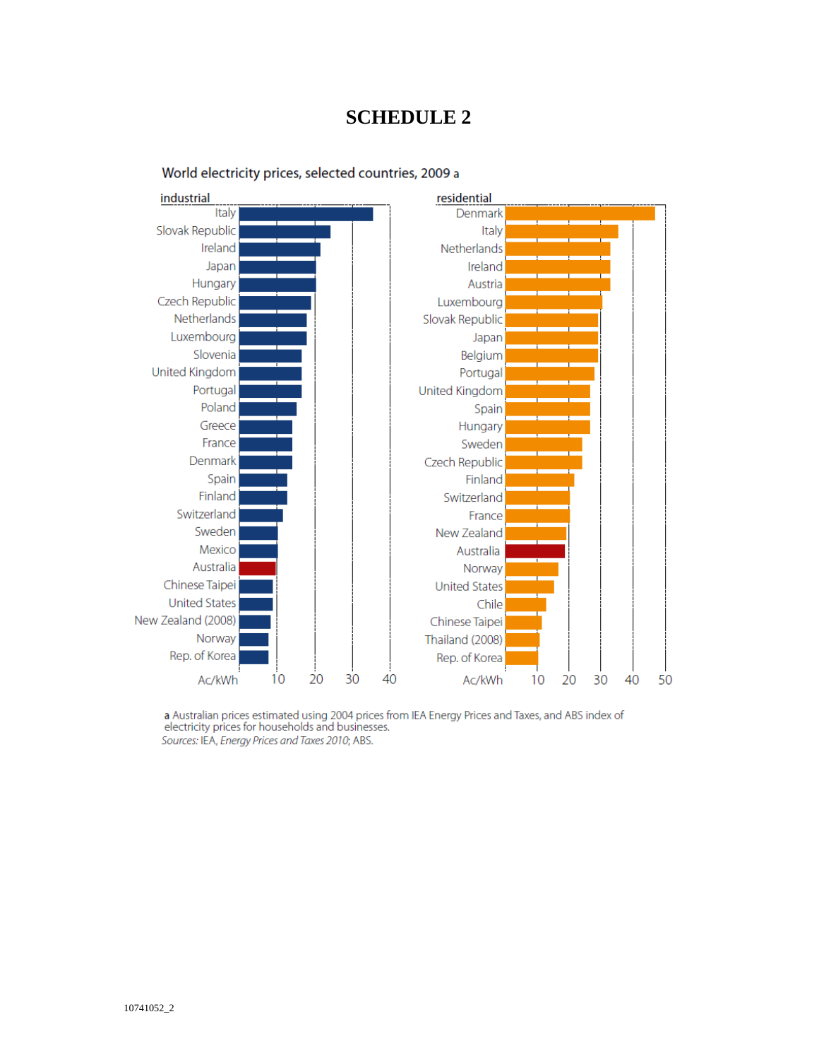# SCHEDULE 2

World electricity prices, selected countries, 2009 a

**industrial**

| Country |
|---|
| Italy |
| Slovak Republic |
| Ireland |
| Japan |
| Hungary |
| Czech Republic |
| Netherlands |
| Luxembourg |
| Slovenia |
| United Kingdom |
| Portugal |
| Poland |
| Greece |
| France |
| Denmark |
| Spain |
| Finland |
| Switzerland |
| Sweden |
| Mexico |
| Australia |
| Chinese Taipei |
| United States |
| New Zealand (2008) |
| Norway |
| Rep. of Korea |

Ac/kWh 10 20 30 40

**residential**

| Country |
|---|
| Denmark |
| Italy |
| Netherlands |
| Ireland |
| Austria |
| Luxembourg |
| Slovak Republic |
| Japan |
| Belgium |
| Portugal |
| United Kingdom |
| Spain |
| Hungary |
| Sweden |
| Czech Republic |
| Finland |
| Switzerland |
| France |
| New Zealand |
| Australia |
| Norway |
| United States |
| Chile |
| Chinese Taipei |
| Thailand (2008) |
| Rep. of Korea |

Ac/kWh 10 20 30 40 50

**a** Australian prices estimated using 2004 prices from IEA Energy Prices and Taxes, and ABS index of electricity prices for households and businesses.
*Sources:* IEA, *Energy Prices and Taxes 2010*; ABS.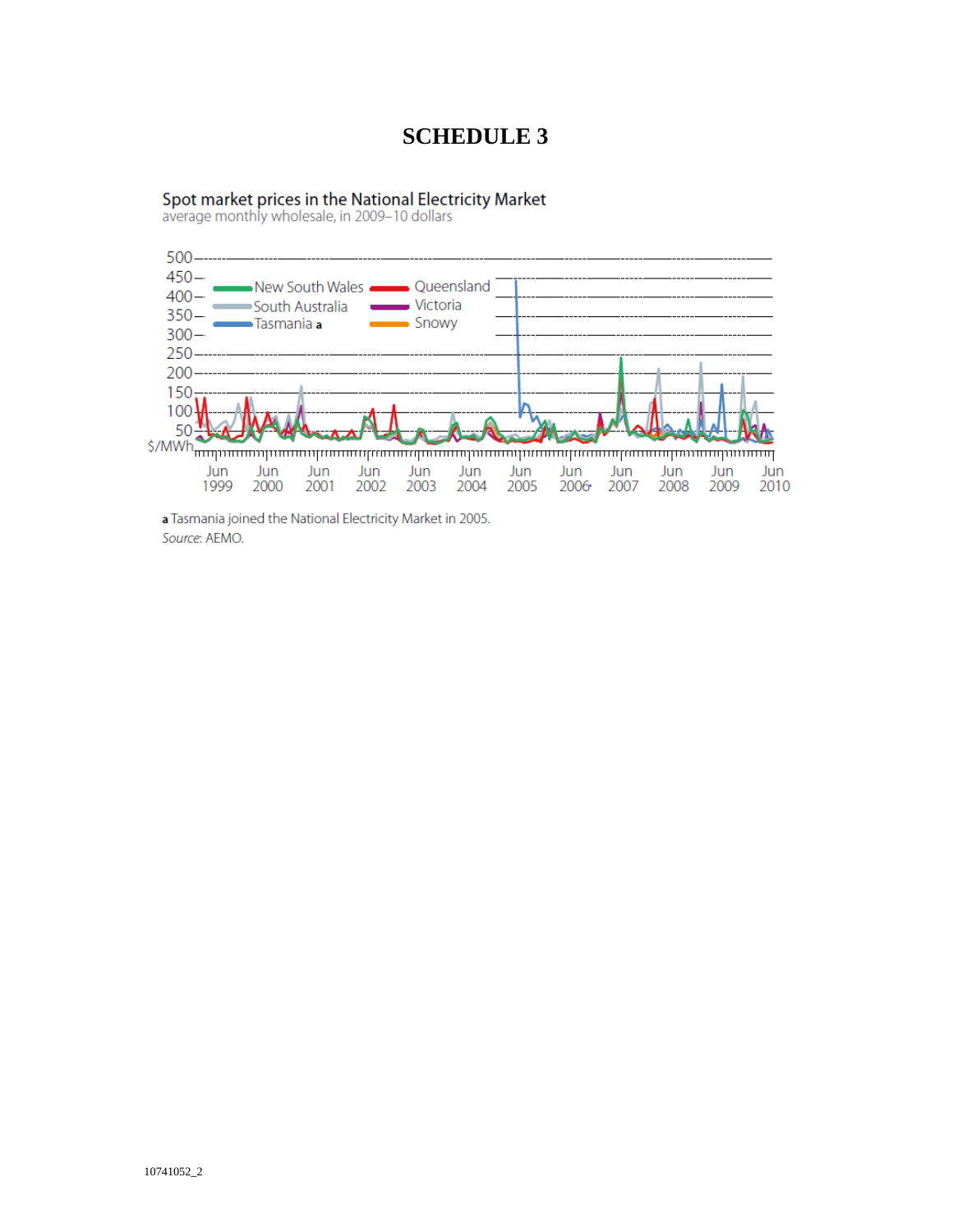# SCHEDULE 3

Spot market prices in the National Electricity Market

average monthly wholesale, in 2009–10 dollars

500
450
400
350
300
250
200
150
100
50
$/MWh

New South Wales
South Australia
Tasmania a
Queensland
Victoria
Snowy

Jun 1999
Jun 2000
Jun 2001
Jun 2002
Jun 2003
Jun 2004
Jun 2005
Jun 2006
Jun 2007
Jun 2008
Jun 2009
Jun 2010

**a** Tasmania joined the National Electricity Market in 2005.

*Source*: AEMO.

10741052_2